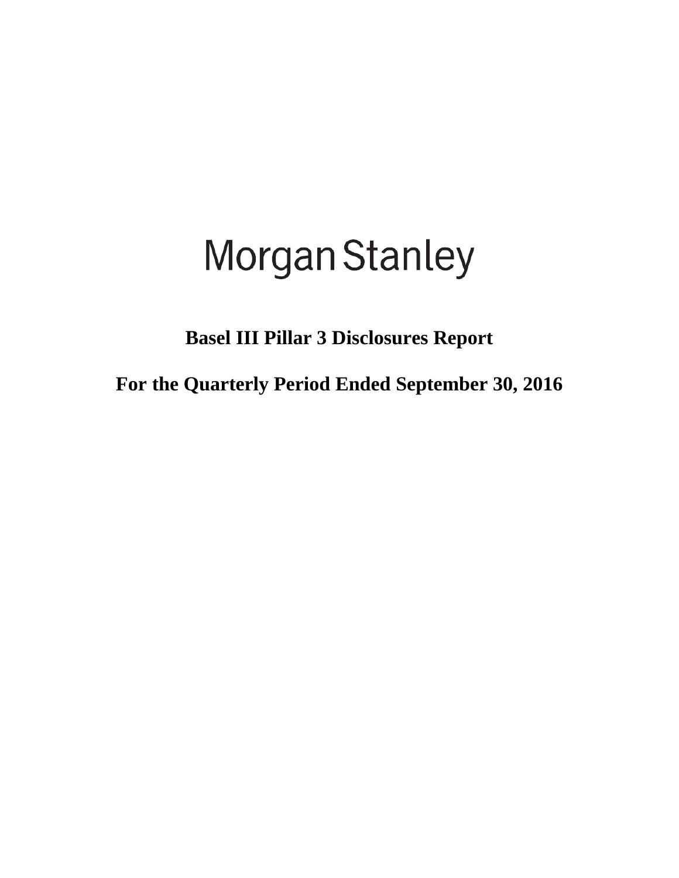# Morgan Stanley

## Basel III Pillar 3 Disclosures Report

## For the Quarterly Period Ended September 30, 2016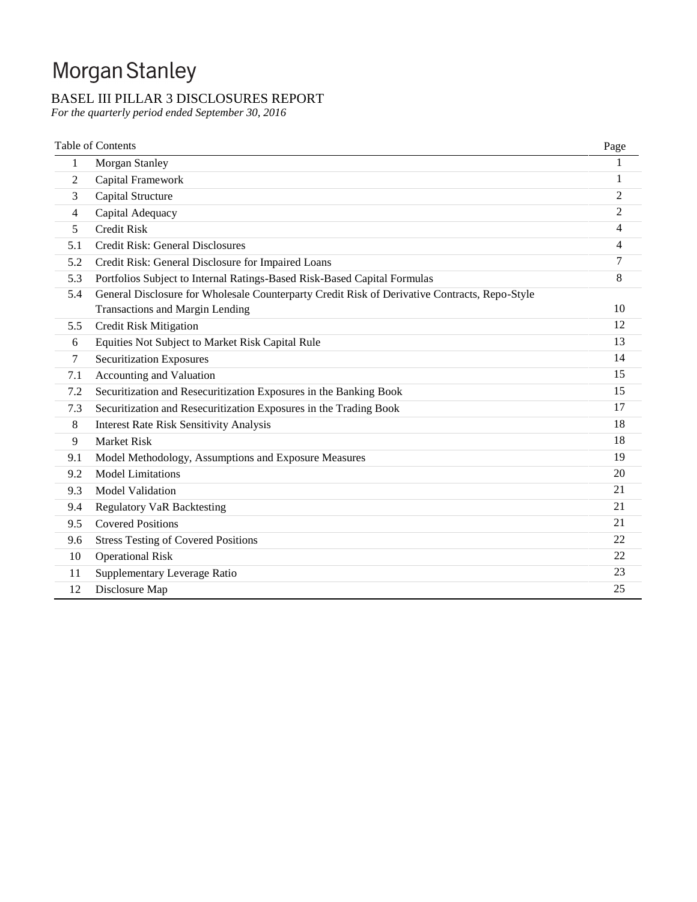# Morgan Stanley

## BASEL III PILLAR 3 DISCLOSURES REPORT

*For the quarterly period ended September 30, 2016*

| Table of Contents | | Page |
|---|---|---|
| 1 | Morgan Stanley | 1 |
| 2 | Capital Framework | 1 |
| 3 | Capital Structure | 2 |
| 4 | Capital Adequacy | 2 |
| 5 | Credit Risk | 4 |
| 5.1 | Credit Risk: General Disclosures | 4 |
| 5.2 | Credit Risk: General Disclosure for Impaired Loans | 7 |
| 5.3 | Portfolios Subject to Internal Ratings-Based Risk-Based Capital Formulas | 8 |
| 5.4 | General Disclosure for Wholesale Counterparty Credit Risk of Derivative Contracts, Repo-Style Transactions and Margin Lending | 10 |
| 5.5 | Credit Risk Mitigation | 12 |
| 6 | Equities Not Subject to Market Risk Capital Rule | 13 |
| 7 | Securitization Exposures | 14 |
| 7.1 | Accounting and Valuation | 15 |
| 7.2 | Securitization and Resecuritization Exposures in the Banking Book | 15 |
| 7.3 | Securitization and Resecuritization Exposures in the Trading Book | 17 |
| 8 | Interest Rate Risk Sensitivity Analysis | 18 |
| 9 | Market Risk | 18 |
| 9.1 | Model Methodology, Assumptions and Exposure Measures | 19 |
| 9.2 | Model Limitations | 20 |
| 9.3 | Model Validation | 21 |
| 9.4 | Regulatory VaR Backtesting | 21 |
| 9.5 | Covered Positions | 21 |
| 9.6 | Stress Testing of Covered Positions | 22 |
| 10 | Operational Risk | 22 |
| 11 | Supplementary Leverage Ratio | 23 |
| 12 | Disclosure Map | 25 |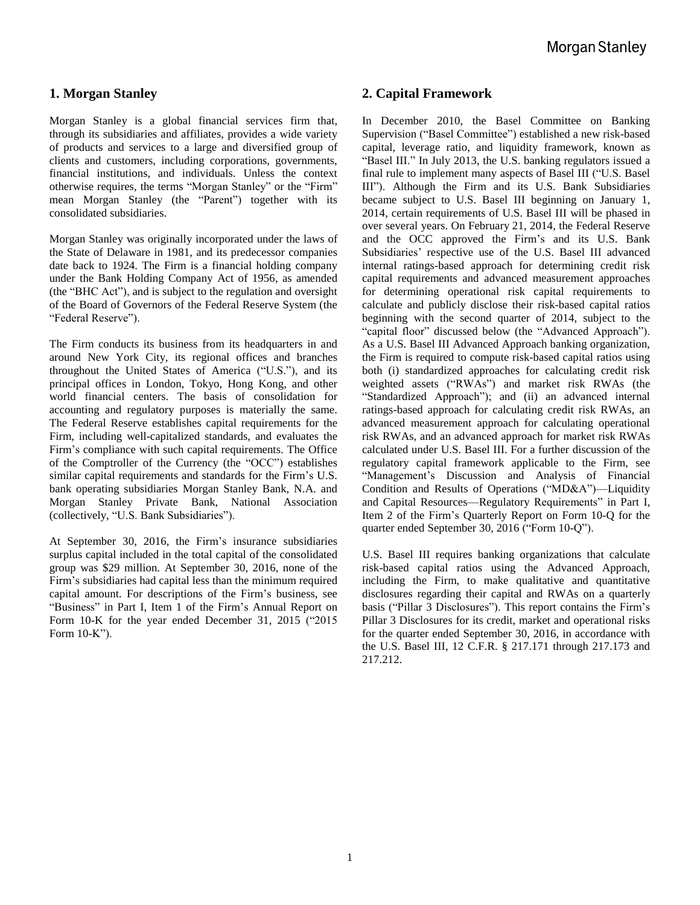## 1. Morgan Stanley

Morgan Stanley is a global financial services firm that, through its subsidiaries and affiliates, provides a wide variety of products and services to a large and diversified group of clients and customers, including corporations, governments, financial institutions, and individuals. Unless the context otherwise requires, the terms "Morgan Stanley" or the "Firm" mean Morgan Stanley (the "Parent") together with its consolidated subsidiaries.

Morgan Stanley was originally incorporated under the laws of the State of Delaware in 1981, and its predecessor companies date back to 1924. The Firm is a financial holding company under the Bank Holding Company Act of 1956, as amended (the "BHC Act"), and is subject to the regulation and oversight of the Board of Governors of the Federal Reserve System (the "Federal Reserve").

The Firm conducts its business from its headquarters in and around New York City, its regional offices and branches throughout the United States of America ("U.S."), and its principal offices in London, Tokyo, Hong Kong, and other world financial centers. The basis of consolidation for accounting and regulatory purposes is materially the same. The Federal Reserve establishes capital requirements for the Firm, including well-capitalized standards, and evaluates the Firm's compliance with such capital requirements. The Office of the Comptroller of the Currency (the "OCC") establishes similar capital requirements and standards for the Firm's U.S. bank operating subsidiaries Morgan Stanley Bank, N.A. and Morgan Stanley Private Bank, National Association (collectively, "U.S. Bank Subsidiaries").

At September 30, 2016, the Firm's insurance subsidiaries surplus capital included in the total capital of the consolidated group was $29 million. At September 30, 2016, none of the Firm's subsidiaries had capital less than the minimum required capital amount. For descriptions of the Firm's business, see "Business" in Part I, Item 1 of the Firm's Annual Report on Form 10-K for the year ended December 31, 2015 ("2015 Form 10-K").

## 2. Capital Framework

In December 2010, the Basel Committee on Banking Supervision ("Basel Committee") established a new risk-based capital, leverage ratio, and liquidity framework, known as "Basel III." In July 2013, the U.S. banking regulators issued a final rule to implement many aspects of Basel III ("U.S. Basel III"). Although the Firm and its U.S. Bank Subsidiaries became subject to U.S. Basel III beginning on January 1, 2014, certain requirements of U.S. Basel III will be phased in over several years. On February 21, 2014, the Federal Reserve and the OCC approved the Firm's and its U.S. Bank Subsidiaries' respective use of the U.S. Basel III advanced internal ratings-based approach for determining credit risk capital requirements and advanced measurement approaches for determining operational risk capital requirements to calculate and publicly disclose their risk-based capital ratios beginning with the second quarter of 2014, subject to the "capital floor" discussed below (the "Advanced Approach"). As a U.S. Basel III Advanced Approach banking organization, the Firm is required to compute risk-based capital ratios using both (i) standardized approaches for calculating credit risk weighted assets ("RWAs") and market risk RWAs (the "Standardized Approach"); and (ii) an advanced internal ratings-based approach for calculating credit risk RWAs, an advanced measurement approach for calculating operational risk RWAs, and an advanced approach for market risk RWAs calculated under U.S. Basel III. For a further discussion of the regulatory capital framework applicable to the Firm, see "Management's Discussion and Analysis of Financial Condition and Results of Operations ("MD&A")—Liquidity and Capital Resources—Regulatory Requirements" in Part I, Item 2 of the Firm's Quarterly Report on Form 10-Q for the quarter ended September 30, 2016 ("Form 10-Q").

U.S. Basel III requires banking organizations that calculate risk-based capital ratios using the Advanced Approach, including the Firm, to make qualitative and quantitative disclosures regarding their capital and RWAs on a quarterly basis ("Pillar 3 Disclosures"). This report contains the Firm's Pillar 3 Disclosures for its credit, market and operational risks for the quarter ended September 30, 2016, in accordance with the U.S. Basel III, 12 C.F.R. § 217.171 through 217.173 and 217.212.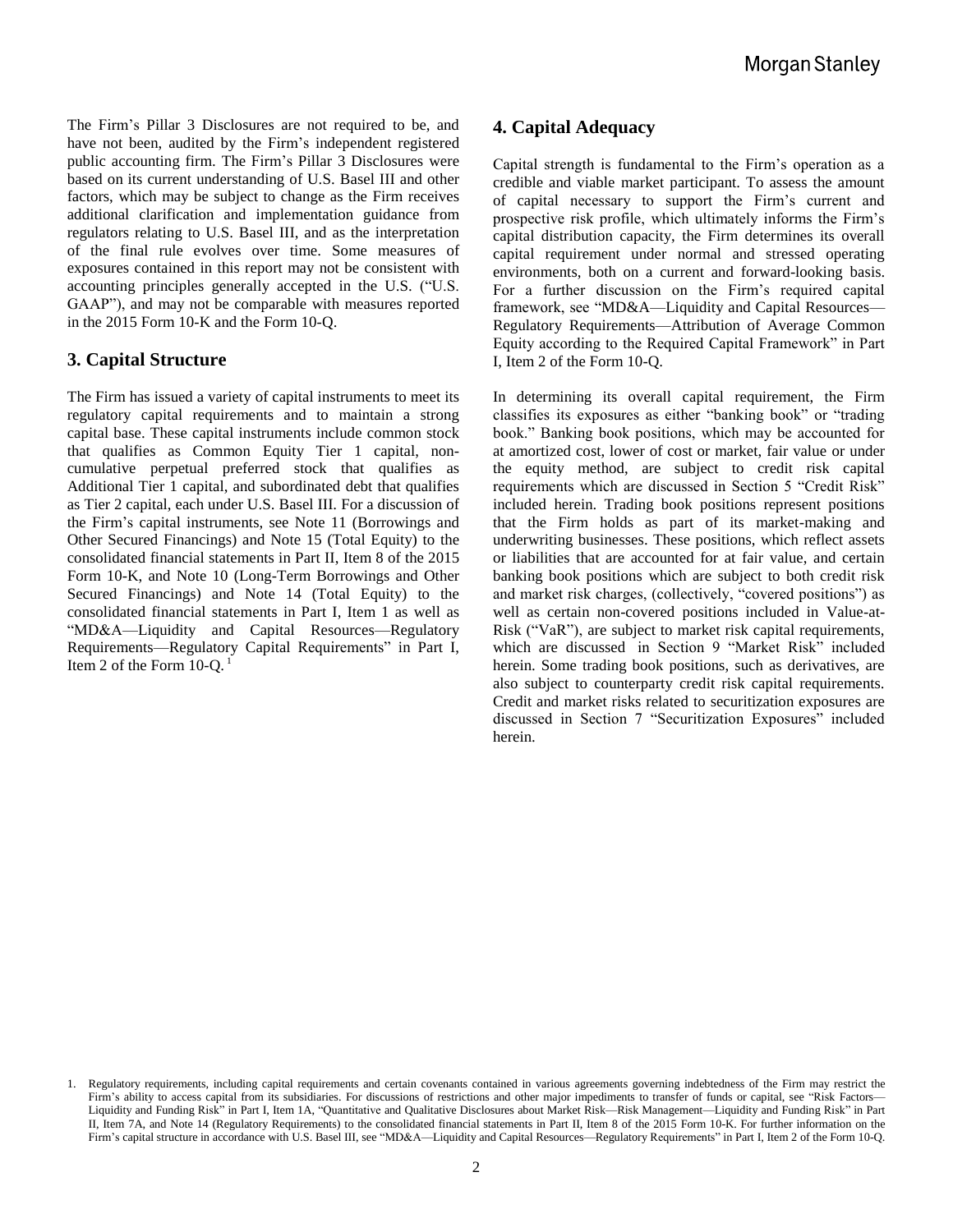The Firm's Pillar 3 Disclosures are not required to be, and have not been, audited by the Firm's independent registered public accounting firm. The Firm's Pillar 3 Disclosures were based on its current understanding of U.S. Basel III and other factors, which may be subject to change as the Firm receives additional clarification and implementation guidance from regulators relating to U.S. Basel III, and as the interpretation of the final rule evolves over time. Some measures of exposures contained in this report may not be consistent with accounting principles generally accepted in the U.S. ("U.S. GAAP"), and may not be comparable with measures reported in the 2015 Form 10-K and the Form 10-Q.

## 3. Capital Structure

The Firm has issued a variety of capital instruments to meet its regulatory capital requirements and to maintain a strong capital base. These capital instruments include common stock that qualifies as Common Equity Tier 1 capital, non-cumulative perpetual preferred stock that qualifies as Additional Tier 1 capital, and subordinated debt that qualifies as Tier 2 capital, each under U.S. Basel III. For a discussion of the Firm's capital instruments, see Note 11 (Borrowings and Other Secured Financings) and Note 15 (Total Equity) to the consolidated financial statements in Part II, Item 8 of the 2015 Form 10-K, and Note 10 (Long-Term Borrowings and Other Secured Financings) and Note 14 (Total Equity) to the consolidated financial statements in Part I, Item 1 as well as "MD&A—Liquidity and Capital Resources—Regulatory Requirements—Regulatory Capital Requirements" in Part I, Item 2 of the Form 10-Q.[1]

## 4. Capital Adequacy

Capital strength is fundamental to the Firm's operation as a credible and viable market participant. To assess the amount of capital necessary to support the Firm's current and prospective risk profile, which ultimately informs the Firm's capital distribution capacity, the Firm determines its overall capital requirement under normal and stressed operating environments, both on a current and forward-looking basis. For a further discussion on the Firm's required capital framework, see "MD&A—Liquidity and Capital Resources—Regulatory Requirements—Attribution of Average Common Equity according to the Required Capital Framework" in Part I, Item 2 of the Form 10-Q.

In determining its overall capital requirement, the Firm classifies its exposures as either "banking book" or "trading book." Banking book positions, which may be accounted for at amortized cost, lower of cost or market, fair value or under the equity method, are subject to credit risk capital requirements which are discussed in Section 5 "Credit Risk" included herein. Trading book positions represent positions that the Firm holds as part of its market-making and underwriting businesses. These positions, which reflect assets or liabilities that are accounted for at fair value, and certain banking book positions which are subject to both credit risk and market risk charges, (collectively, "covered positions") as well as certain non-covered positions included in Value-at-Risk ("VaR"), are subject to market risk capital requirements, which are discussed in Section 9 "Market Risk" included herein. Some trading book positions, such as derivatives, are also subject to counterparty credit risk capital requirements. Credit and market risks related to securitization exposures are discussed in Section 7 "Securitization Exposures" included herein.

1. Regulatory requirements, including capital requirements and certain covenants contained in various agreements governing indebtedness of the Firm may restrict the Firm's ability to access capital from its subsidiaries. For discussions of restrictions and other major impediments to transfer of funds or capital, see "Risk Factors—Liquidity and Funding Risk" in Part I, Item 1A, "Quantitative and Qualitative Disclosures about Market Risk—Risk Management—Liquidity and Funding Risk" in Part II, Item 7A, and Note 14 (Regulatory Requirements) to the consolidated financial statements in Part II, Item 8 of the 2015 Form 10-K. For further information on the Firm's capital structure in accordance with U.S. Basel III, see "MD&A—Liquidity and Capital Resources—Regulatory Requirements" in Part I, Item 2 of the Form 10-Q.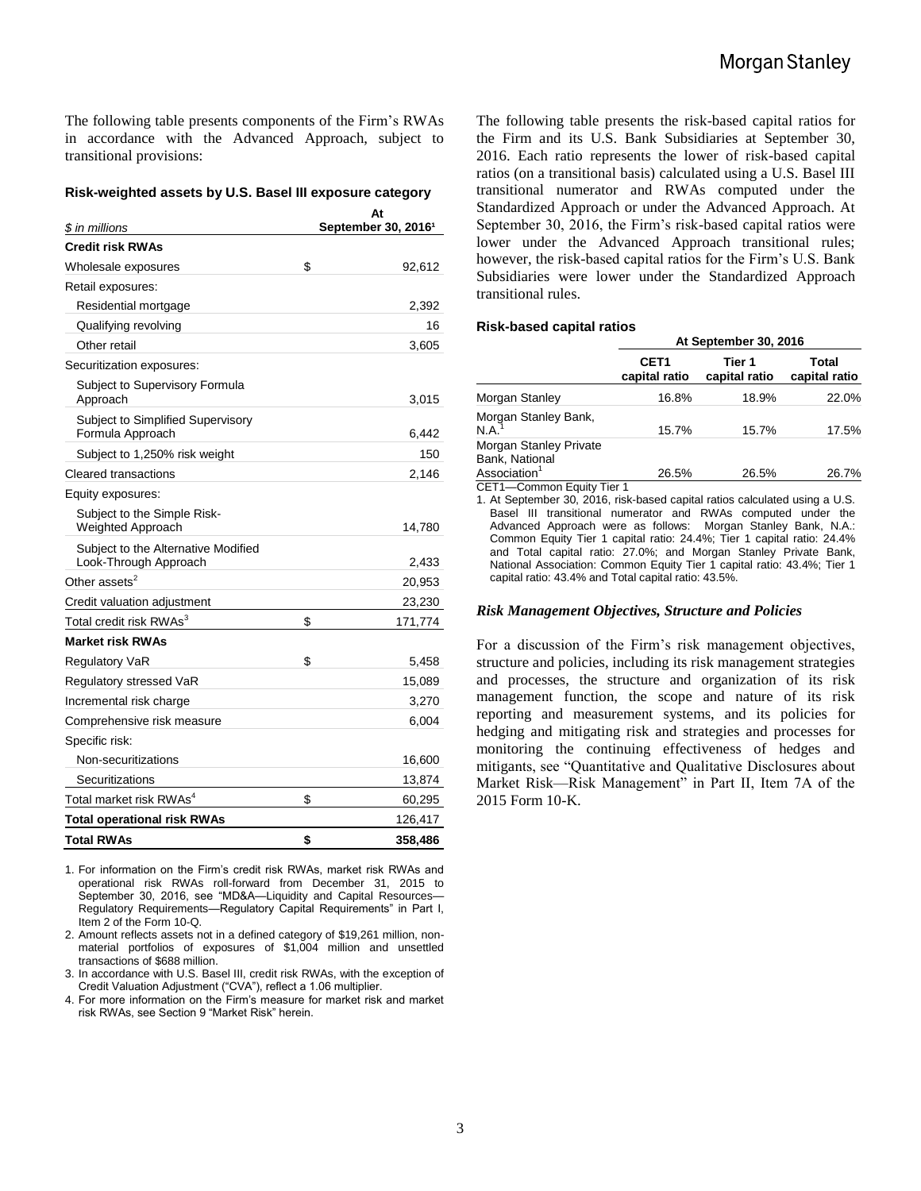The following table presents components of the Firm's RWAs in accordance with the Advanced Approach, subject to transitional provisions:

**Risk-weighted assets by U.S. Basel III exposure category**

| $ in millions | At September 30, 2016[1] |
|---|---|
| **Credit risk RWAs** | |
| Wholesale exposures | $ 92,612 |
| Retail exposures: | |
| Residential mortgage | 2,392 |
| Qualifying revolving | 16 |
| Other retail | 3,605 |
| Securitization exposures: | |
| Subject to Supervisory Formula Approach | 3,015 |
| Subject to Simplified Supervisory Formula Approach | 6,442 |
| Subject to 1,250% risk weight | 150 |
| Cleared transactions | 2,146 |
| Equity exposures: | |
| Subject to the Simple Risk-Weighted Approach | 14,780 |
| Subject to the Alternative Modified Look-Through Approach | 2,433 |
| Other assets[2] | 20,953 |
| Credit valuation adjustment | 23,230 |
| Total credit risk RWAs[3] | $ 171,774 |
| **Market risk RWAs** | |
| Regulatory VaR | $ 5,458 |
| Regulatory stressed VaR | 15,089 |
| Incremental risk charge | 3,270 |
| Comprehensive risk measure | 6,004 |
| Specific risk: | |
| Non-securitizations | 16,600 |
| Securitizations | 13,874 |
| Total market risk RWAs[4] | $ 60,295 |
| **Total operational risk RWAs** | 126,417 |
| **Total RWAs** | **$ 358,486** |

1. For information on the Firm's credit risk RWAs, market risk RWAs and operational risk RWAs roll-forward from December 31, 2015 to September 30, 2016, see "MD&A—Liquidity and Capital Resources—Regulatory Requirements—Regulatory Capital Requirements" in Part I, Item 2 of the Form 10-Q.
2. Amount reflects assets not in a defined category of $19,261 million, non-material portfolios of exposures of $1,004 million and unsettled transactions of $688 million.
3. In accordance with U.S. Basel III, credit risk RWAs, with the exception of Credit Valuation Adjustment ("CVA"), reflect a 1.06 multiplier.
4. For more information on the Firm's measure for market risk and market risk RWAs, see Section 9 "Market Risk" herein.

The following table presents the risk-based capital ratios for the Firm and its U.S. Bank Subsidiaries at September 30, 2016. Each ratio represents the lower of risk-based capital ratios (on a transitional basis) calculated using a U.S. Basel III transitional numerator and RWAs computed under the Standardized Approach or under the Advanced Approach. At September 30, 2016, the Firm's risk-based capital ratios were lower under the Advanced Approach transitional rules; however, the risk-based capital ratios for the Firm's U.S. Bank Subsidiaries were lower under the Standardized Approach transitional rules.

**Risk-based capital ratios**

| | At September 30, 2016 | | |
|---|---|---|---|
| | CET1 capital ratio | Tier 1 capital ratio | Total capital ratio |
| Morgan Stanley | 16.8% | 18.9% | 22.0% |
| Morgan Stanley Bank, N.A.[1] | 15.7% | 15.7% | 17.5% |
| Morgan Stanley Private Bank, National Association[1] | 26.5% | 26.5% | 26.7% |

CET1—Common Equity Tier 1

1. At September 30, 2016, risk-based capital ratios calculated using a U.S. Basel III transitional numerator and RWAs computed under the Advanced Approach were as follows: Morgan Stanley Bank, N.A.: Common Equity Tier 1 capital ratio: 24.4%; Tier 1 capital ratio: 24.4% and Total capital ratio: 27.0%; and Morgan Stanley Private Bank, National Association: Common Equity Tier 1 capital ratio: 43.4%; Tier 1 capital ratio: 43.4% and Total capital ratio: 43.5%.

### *Risk Management Objectives, Structure and Policies*

For a discussion of the Firm's risk management objectives, structure and policies, including its risk management strategies and processes, the structure and organization of its risk management function, the scope and nature of its risk reporting and measurement systems, and its policies for hedging and mitigating risk and strategies and processes for monitoring the continuing effectiveness of hedges and mitigants, see "Quantitative and Qualitative Disclosures about Market Risk—Risk Management" in Part II, Item 7A of the 2015 Form 10-K.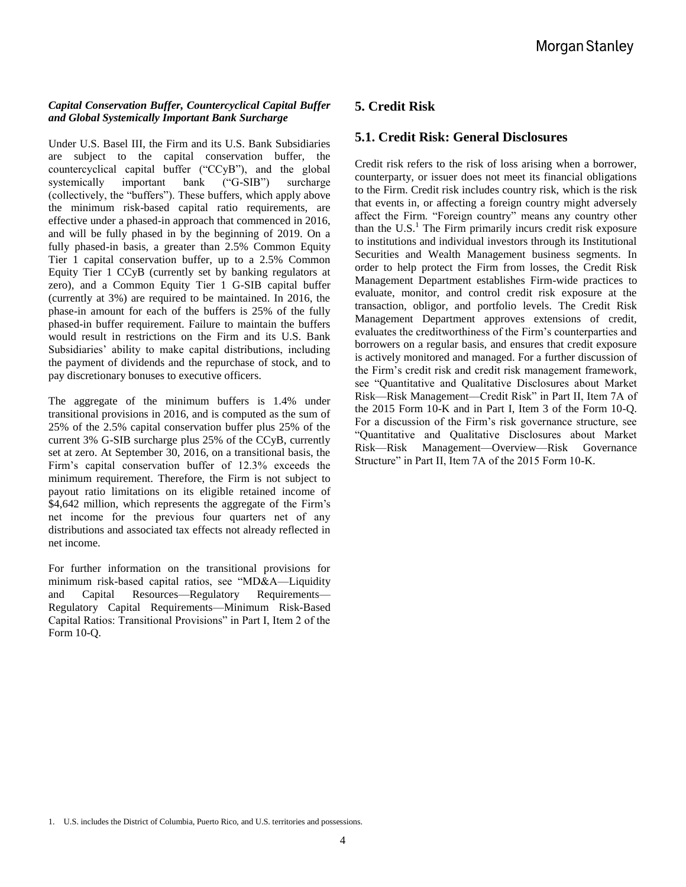***Capital Conservation Buffer, Countercyclical Capital Buffer and Global Systemically Important Bank Surcharge***

Under U.S. Basel III, the Firm and its U.S. Bank Subsidiaries are subject to the capital conservation buffer, the countercyclical capital buffer ("CCyB"), and the global systemically important bank ("G-SIB") surcharge (collectively, the "buffers"). These buffers, which apply above the minimum risk-based capital ratio requirements, are effective under a phased-in approach that commenced in 2016, and will be fully phased in by the beginning of 2019. On a fully phased-in basis, a greater than 2.5% Common Equity Tier 1 capital conservation buffer, up to a 2.5% Common Equity Tier 1 CCyB (currently set by banking regulators at zero), and a Common Equity Tier 1 G-SIB capital buffer (currently at 3%) are required to be maintained. In 2016, the phase-in amount for each of the buffers is 25% of the fully phased-in buffer requirement. Failure to maintain the buffers would result in restrictions on the Firm and its U.S. Bank Subsidiaries' ability to make capital distributions, including the payment of dividends and the repurchase of stock, and to pay discretionary bonuses to executive officers.

The aggregate of the minimum buffers is 1.4% under transitional provisions in 2016, and is computed as the sum of 25% of the 2.5% capital conservation buffer plus 25% of the current 3% G-SIB surcharge plus 25% of the CCyB, currently set at zero. At September 30, 2016, on a transitional basis, the Firm's capital conservation buffer of 12.3% exceeds the minimum requirement. Therefore, the Firm is not subject to payout ratio limitations on its eligible retained income of $4,642 million, which represents the aggregate of the Firm's net income for the previous four quarters net of any distributions and associated tax effects not already reflected in net income.

For further information on the transitional provisions for minimum risk-based capital ratios, see "MD&A—Liquidity and Capital Resources—Regulatory Requirements—Regulatory Capital Requirements—Minimum Risk-Based Capital Ratios: Transitional Provisions" in Part I, Item 2 of the Form 10-Q.

# 5. Credit Risk

## 5.1. Credit Risk: General Disclosures

Credit risk refers to the risk of loss arising when a borrower, counterparty, or issuer does not meet its financial obligations to the Firm. Credit risk includes country risk, which is the risk that events in, or affecting a foreign country might adversely affect the Firm. "Foreign country" means any country other than the U.S.[1] The Firm primarily incurs credit risk exposure to institutions and individual investors through its Institutional Securities and Wealth Management business segments. In order to help protect the Firm from losses, the Credit Risk Management Department establishes Firm-wide practices to evaluate, monitor, and control credit risk exposure at the transaction, obligor, and portfolio levels. The Credit Risk Management Department approves extensions of credit, evaluates the creditworthiness of the Firm's counterparties and borrowers on a regular basis, and ensures that credit exposure is actively monitored and managed. For a further discussion of the Firm's credit risk and credit risk management framework, see "Quantitative and Qualitative Disclosures about Market Risk—Risk Management—Credit Risk" in Part II, Item 7A of the 2015 Form 10-K and in Part I, Item 3 of the Form 10-Q. For a discussion of the Firm's risk governance structure, see "Quantitative and Qualitative Disclosures about Market Risk—Risk Management—Overview—Risk Governance Structure" in Part II, Item 7A of the 2015 Form 10-K.

1. U.S. includes the District of Columbia, Puerto Rico, and U.S. territories and possessions.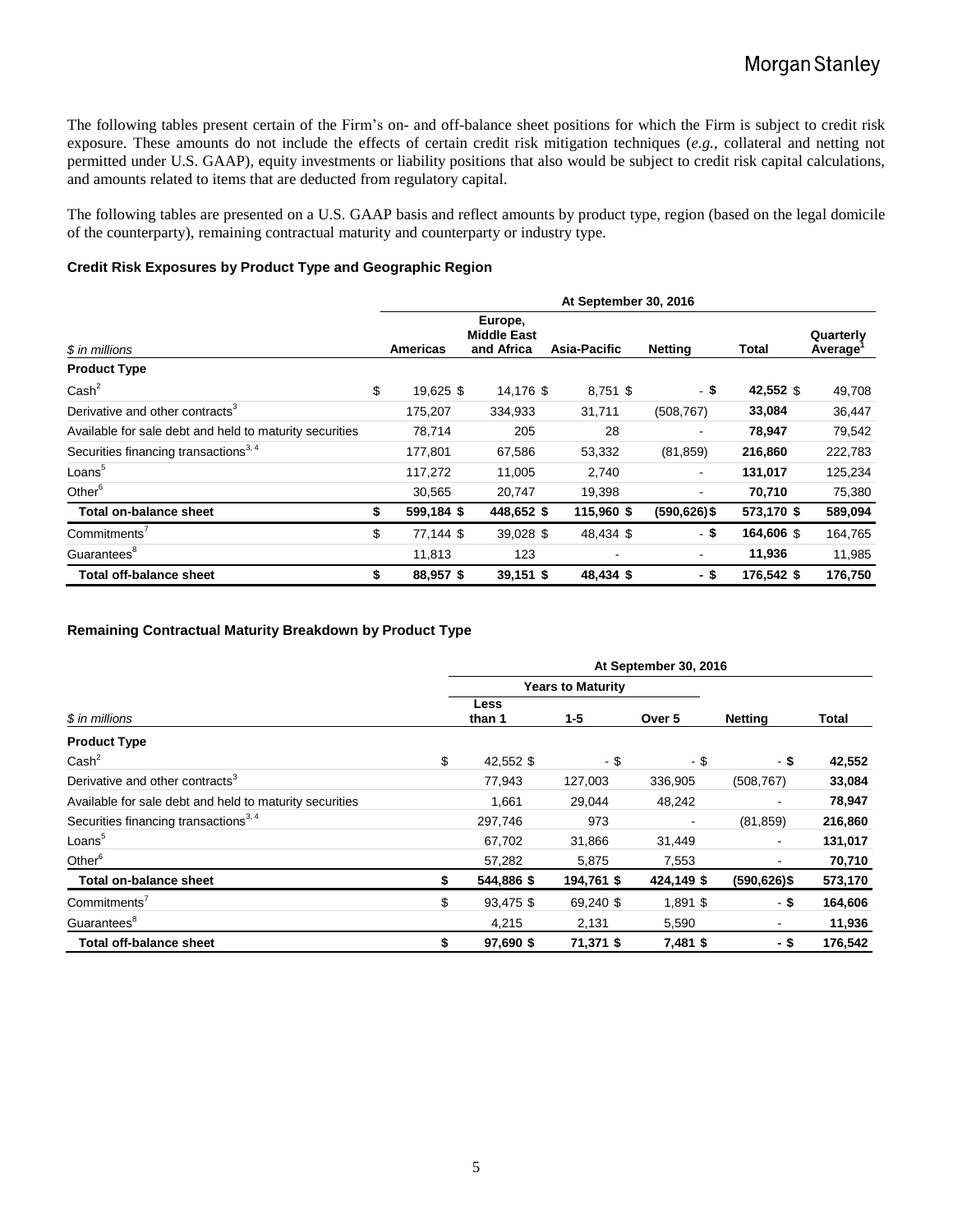The following tables present certain of the Firm's on- and off-balance sheet positions for which the Firm is subject to credit risk exposure. These amounts do not include the effects of certain credit risk mitigation techniques (*e.g.*, collateral and netting not permitted under U.S. GAAP), equity investments or liability positions that also would be subject to credit risk capital calculations, and amounts related to items that are deducted from regulatory capital.

The following tables are presented on a U.S. GAAP basis and reflect amounts by product type, region (based on the legal domicile of the counterparty), remaining contractual maturity and counterparty or industry type.

**Credit Risk Exposures by Product Type and Geographic Region**

| | At September 30, 2016 | | | | | |
|---|---|---|---|---|---|---|
| $ in millions | Americas | Europe, Middle East and Africa | Asia-Pacific | Netting | Total | Quarterly Average[1] |
| **Product Type** | | | | | | |
| Cash[2] | $ 19,625 | $ 14,176 | $ 8,751 | $ - | **$ 42,552** | $ 49,708 |
| Derivative and other contracts[3] | 175,207 | 334,933 | 31,711 | (508,767) | **33,084** | 36,447 |
| Available for sale debt and held to maturity securities | 78,714 | 205 | 28 | - | **78,947** | 79,542 |
| Securities financing transactions[3, 4] | 177,801 | 67,586 | 53,332 | (81,859) | **216,860** | 222,783 |
| Loans[5] | 117,272 | 11,005 | 2,740 | - | **131,017** | 125,234 |
| Other[6] | 30,565 | 20,747 | 19,398 | - | **70,710** | 75,380 |
| **Total on-balance sheet** | **$ 599,184** | **$ 448,652** | **$ 115,960** | **$ (590,626)** | **$ 573,170** | **$ 589,094** |
| Commitments[7] | $ 77,144 | $ 39,028 | $ 48,434 | $ - | **$ 164,606** | $ 164,765 |
| Guarantees[8] | 11,813 | 123 | - | - | **11,936** | 11,985 |
| **Total off-balance sheet** | **$ 88,957** | **$ 39,151** | **$ 48,434** | **$ -** | **$ 176,542** | **$ 176,750** |

**Remaining Contractual Maturity Breakdown by Product Type**

| | At September 30, 2016 | | | | |
|---|---|---|---|---|---|
| | Years to Maturity | | | | |
| $ in millions | Less than 1 | 1-5 | Over 5 | Netting | Total |
| **Product Type** | | | | | |
| Cash[2] | $ 42,552 | $ - | $ - | $ - | **$ 42,552** |
| Derivative and other contracts[3] | 77,943 | 127,003 | 336,905 | (508,767) | **33,084** |
| Available for sale debt and held to maturity securities | 1,661 | 29,044 | 48,242 | - | **78,947** |
| Securities financing transactions[3, 4] | 297,746 | 973 | - | (81,859) | **216,860** |
| Loans[5] | 67,702 | 31,866 | 31,449 | - | **131,017** |
| Other[6] | 57,282 | 5,875 | 7,553 | - | **70,710** |
| **Total on-balance sheet** | **$ 544,886** | **$ 194,761** | **$ 424,149** | **$ (590,626)** | **$ 573,170** |
| Commitments[7] | $ 93,475 | $ 69,240 | $ 1,891 | $ - | **$ 164,606** |
| Guarantees[8] | 4,215 | 2,131 | 5,590 | - | **11,936** |
| **Total off-balance sheet** | **$ 97,690** | **$ 71,371** | **$ 7,481** | **$ -** | **$ 176,542** |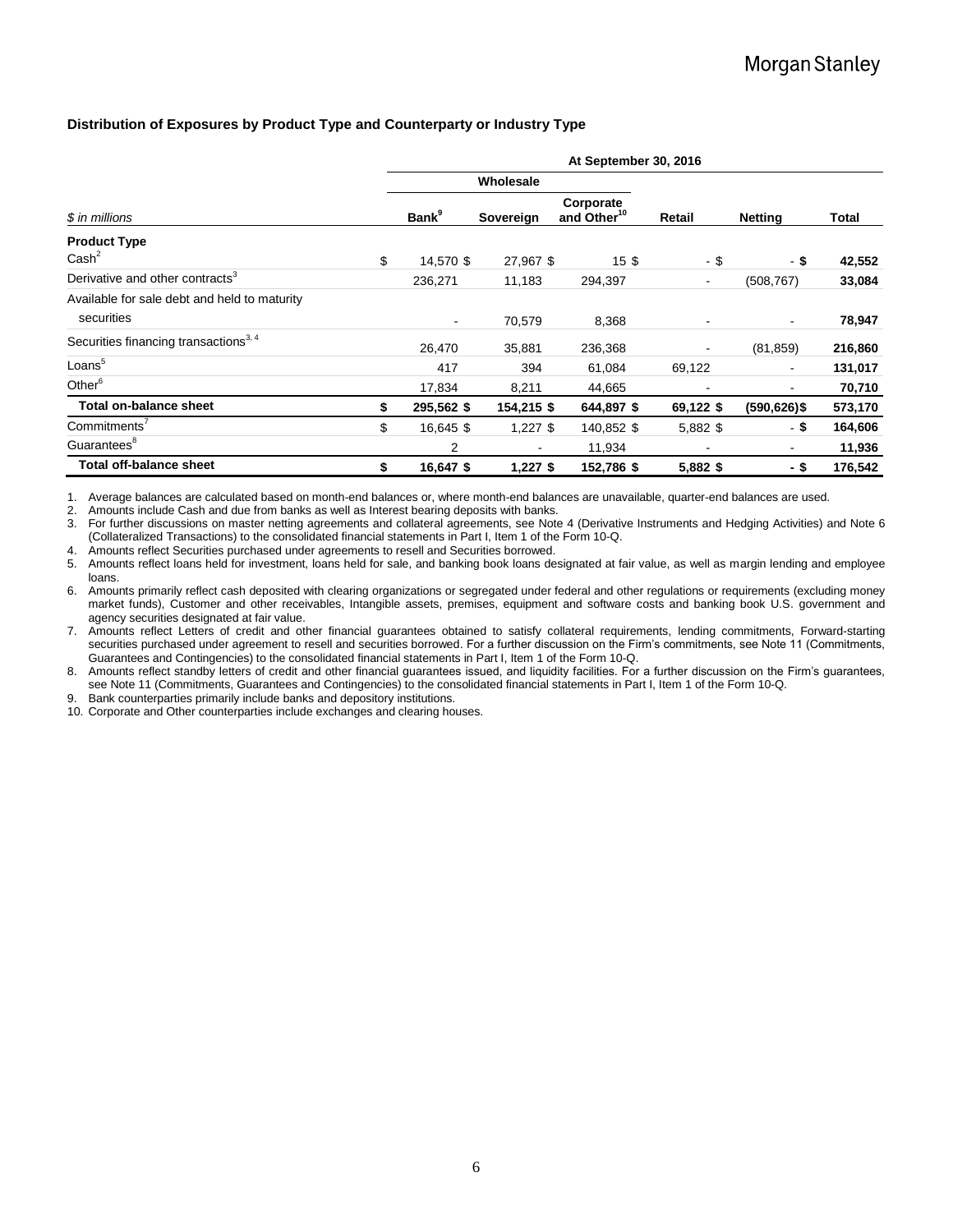### Distribution of Exposures by Product Type and Counterparty or Industry Type

| $ in millions | At September 30, 2016 | | | | | |
|---|---|---|---|---|---|---|
| | Wholesale | | | | | |
| | Bank[9] | Sovereign | Corporate and Other[10] | Retail | Netting | Total |
| **Product Type** | | | | | | |
| Cash[2] | $ 14,570 | $ 27,967 | $ 15 | $ - | $ - | **$ 42,552** |
| Derivative and other contracts[3] | 236,271 | 11,183 | 294,397 | - | (508,767) | **33,084** |
| Available for sale debt and held to maturity securities | - | 70,579 | 8,368 | - | - | **78,947** |
| Securities financing transactions[3, 4] | 26,470 | 35,881 | 236,368 | - | (81,859) | **216,860** |
| Loans[5] | 417 | 394 | 61,084 | 69,122 | - | **131,017** |
| Other[6] | 17,834 | 8,211 | 44,665 | - | - | **70,710** |
| **Total on-balance sheet** | **$ 295,562** | **$ 154,215** | **$ 644,897** | **$ 69,122** | **$ (590,626)** | **$ 573,170** |
| Commitments[7] | $ 16,645 | $ 1,227 | $ 140,852 | $ 5,882 | $ - | **$ 164,606** |
| Guarantees[8] | 2 | - | 11,934 | - | - | **11,936** |
| **Total off-balance sheet** | **$ 16,647** | **$ 1,227** | **$ 152,786** | **$ 5,882** | **$ -** | **$ 176,542** |

1. Average balances are calculated based on month-end balances or, where month-end balances are unavailable, quarter-end balances are used.
2. Amounts include Cash and due from banks as well as Interest bearing deposits with banks.
3. For further discussions on master netting agreements and collateral agreements, see Note 4 (Derivative Instruments and Hedging Activities) and Note 6 (Collateralized Transactions) to the consolidated financial statements in Part I, Item 1 of the Form 10-Q.
4. Amounts reflect Securities purchased under agreements to resell and Securities borrowed.
5. Amounts reflect loans held for investment, loans held for sale, and banking book loans designated at fair value, as well as margin lending and employee loans.
6. Amounts primarily reflect cash deposited with clearing organizations or segregated under federal and other regulations or requirements (excluding money market funds), Customer and other receivables, Intangible assets, premises, equipment and software costs and banking book U.S. government and agency securities designated at fair value.
7. Amounts reflect Letters of credit and other financial guarantees obtained to satisfy collateral requirements, lending commitments, Forward-starting securities purchased under agreement to resell and securities borrowed. For a further discussion on the Firm's commitments, see Note 11 (Commitments, Guarantees and Contingencies) to the consolidated financial statements in Part I, Item 1 of the Form 10-Q.
8. Amounts reflect standby letters of credit and other financial guarantees issued, and liquidity facilities. For a further discussion on the Firm's guarantees, see Note 11 (Commitments, Guarantees and Contingencies) to the consolidated financial statements in Part I, Item 1 of the Form 10-Q.
9. Bank counterparties primarily include banks and depository institutions.
10. Corporate and Other counterparties include exchanges and clearing houses.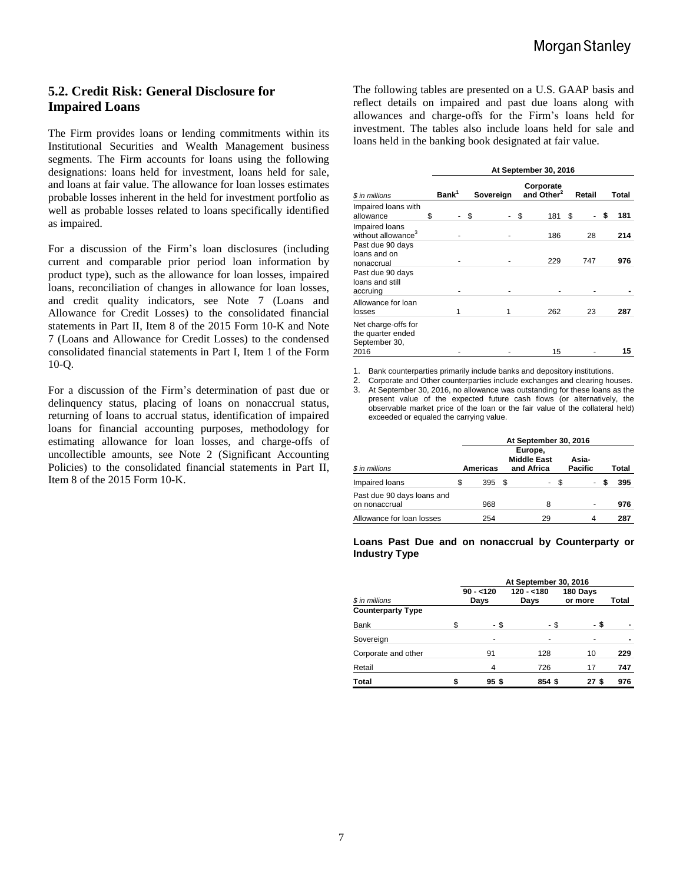## 5.2. Credit Risk: General Disclosure for Impaired Loans

The Firm provides loans or lending commitments within its Institutional Securities and Wealth Management business segments. The Firm accounts for loans using the following designations: loans held for investment, loans held for sale, and loans at fair value. The allowance for loan losses estimates probable losses inherent in the held for investment portfolio as well as probable losses related to loans specifically identified as impaired.

For a discussion of the Firm's loan disclosures (including current and comparable prior period loan information by product type), such as the allowance for loan losses, impaired loans, reconciliation of changes in allowance for loan losses, and credit quality indicators, see Note 7 (Loans and Allowance for Credit Losses) to the consolidated financial statements in Part II, Item 8 of the 2015 Form 10-K and Note 7 (Loans and Allowance for Credit Losses) to the condensed consolidated financial statements in Part I, Item 1 of the Form 10-Q.

For a discussion of the Firm's determination of past due or delinquency status, placing of loans on nonaccrual status, returning of loans to accrual status, identification of impaired loans for financial accounting purposes, methodology for estimating allowance for loan losses, and charge-offs of uncollectible amounts, see Note 2 (Significant Accounting Policies) to the consolidated financial statements in Part II, Item 8 of the 2015 Form 10-K.

The following tables are presented on a U.S. GAAP basis and reflect details on impaired and past due loans along with allowances and charge-offs for the Firm's loans held for investment. The tables also include loans held for sale and loans held in the banking book designated at fair value.

| $ in millions | At September 30, 2016 | | | | |
|---|---|---|---|---|---|
| | Bank[1] | Sovereign | Corporate and Other[2] | Retail | Total |
| Impaired loans with allowance | $ - | $ - | $ 181 | $ - | **$ 181** |
| Impaired loans without allowance[3] | - | - | 186 | 28 | **214** |
| Past due 90 days loans and on nonaccrual | - | - | 229 | 747 | **976** |
| Past due 90 days loans and still accruing | - | - | - | - | **-** |
| Allowance for loan losses | 1 | 1 | 262 | 23 | **287** |
| Net charge-offs for the quarter ended September 30, 2016 | - | - | 15 | - | **15** |

1. Bank counterparties primarily include banks and depository institutions.
2. Corporate and Other counterparties include exchanges and clearing houses.
3. At September 30, 2016, no allowance was outstanding for these loans as the present value of the expected future cash flows (or alternatively, the observable market price of the loan or the fair value of the collateral held) exceeded or equaled the carrying value.

| $ in millions | At September 30, 2016 | | | |
|---|---|---|---|---|
| | Americas | Europe, Middle East and Africa | Asia-Pacific | Total |
| Impaired loans | $ 395 | $ - | $ - | **$ 395** |
| Past due 90 days loans and on nonaccrual | 968 | 8 | - | **976** |
| Allowance for loan losses | 254 | 29 | 4 | **287** |

**Loans Past Due and on nonaccrual by Counterparty or Industry Type**

| $ in millions | At September 30, 2016 | | | |
|---|---|---|---|---|
| | 90 - <120 Days | 120 - <180 Days | 180 Days or more | Total |
| **Counterparty Type** | | | | |
| Bank | $ - | $ - | $ - | **$ -** |
| Sovereign | - | - | - | **-** |
| Corporate and other | 91 | 128 | 10 | **229** |
| Retail | 4 | 726 | 17 | **747** |
| **Total** | **$ 95** | **$ 854** | **$ 27** | **$ 976** |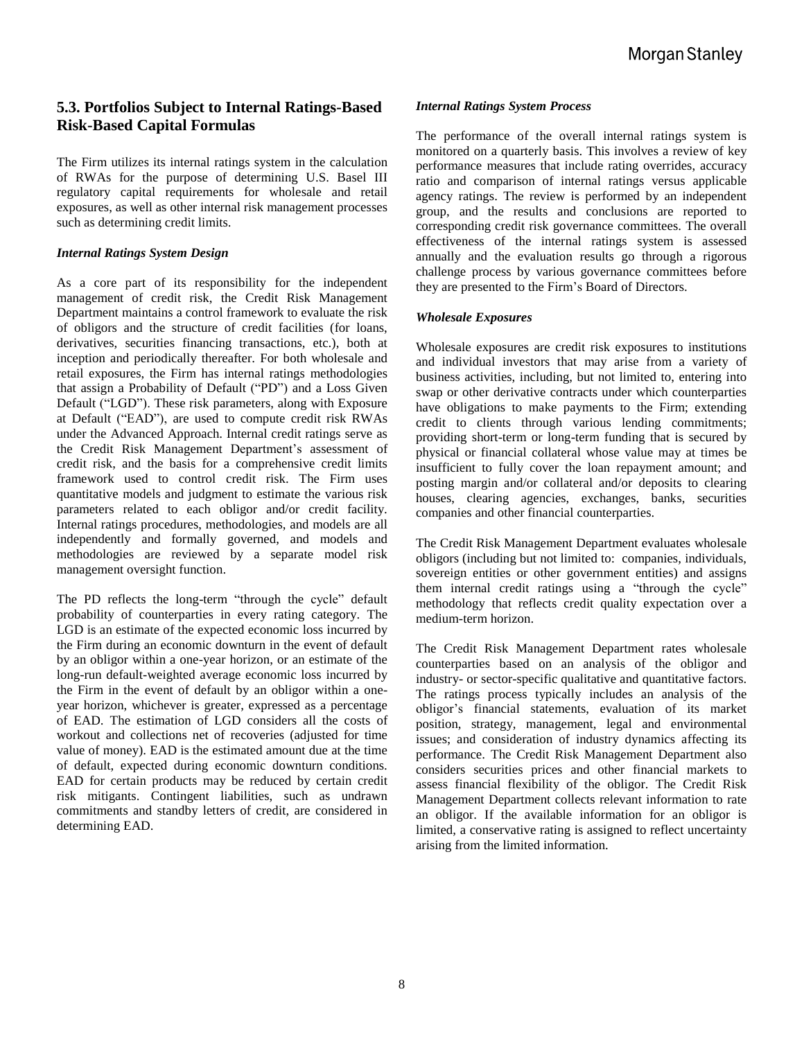## 5.3. Portfolios Subject to Internal Ratings-Based Risk-Based Capital Formulas

The Firm utilizes its internal ratings system in the calculation of RWAs for the purpose of determining U.S. Basel III regulatory capital requirements for wholesale and retail exposures, as well as other internal risk management processes such as determining credit limits.

### *Internal Ratings System Design*

As a core part of its responsibility for the independent management of credit risk, the Credit Risk Management Department maintains a control framework to evaluate the risk of obligors and the structure of credit facilities (for loans, derivatives, securities financing transactions, etc.), both at inception and periodically thereafter. For both wholesale and retail exposures, the Firm has internal ratings methodologies that assign a Probability of Default ("PD") and a Loss Given Default ("LGD"). These risk parameters, along with Exposure at Default ("EAD"), are used to compute credit risk RWAs under the Advanced Approach. Internal credit ratings serve as the Credit Risk Management Department's assessment of credit risk, and the basis for a comprehensive credit limits framework used to control credit risk. The Firm uses quantitative models and judgment to estimate the various risk parameters related to each obligor and/or credit facility. Internal ratings procedures, methodologies, and models are all independently and formally governed, and models and methodologies are reviewed by a separate model risk management oversight function.

The PD reflects the long-term "through the cycle" default probability of counterparties in every rating category. The LGD is an estimate of the expected economic loss incurred by the Firm during an economic downturn in the event of default by an obligor within a one-year horizon, or an estimate of the long-run default-weighted average economic loss incurred by the Firm in the event of default by an obligor within a one-year horizon, whichever is greater, expressed as a percentage of EAD. The estimation of LGD considers all the costs of workout and collections net of recoveries (adjusted for time value of money). EAD is the estimated amount due at the time of default, expected during economic downturn conditions. EAD for certain products may be reduced by certain credit risk mitigants. Contingent liabilities, such as undrawn commitments and standby letters of credit, are considered in determining EAD.

### *Internal Ratings System Process*

The performance of the overall internal ratings system is monitored on a quarterly basis. This involves a review of key performance measures that include rating overrides, accuracy ratio and comparison of internal ratings versus applicable agency ratings. The review is performed by an independent group, and the results and conclusions are reported to corresponding credit risk governance committees. The overall effectiveness of the internal ratings system is assessed annually and the evaluation results go through a rigorous challenge process by various governance committees before they are presented to the Firm's Board of Directors.

### *Wholesale Exposures*

Wholesale exposures are credit risk exposures to institutions and individual investors that may arise from a variety of business activities, including, but not limited to, entering into swap or other derivative contracts under which counterparties have obligations to make payments to the Firm; extending credit to clients through various lending commitments; providing short-term or long-term funding that is secured by physical or financial collateral whose value may at times be insufficient to fully cover the loan repayment amount; and posting margin and/or collateral and/or deposits to clearing houses, clearing agencies, exchanges, banks, securities companies and other financial counterparties.

The Credit Risk Management Department evaluates wholesale obligors (including but not limited to: companies, individuals, sovereign entities or other government entities) and assigns them internal credit ratings using a "through the cycle" methodology that reflects credit quality expectation over a medium-term horizon.

The Credit Risk Management Department rates wholesale counterparties based on an analysis of the obligor and industry- or sector-specific qualitative and quantitative factors. The ratings process typically includes an analysis of the obligor's financial statements, evaluation of its market position, strategy, management, legal and environmental issues; and consideration of industry dynamics affecting its performance. The Credit Risk Management Department also considers securities prices and other financial markets to assess financial flexibility of the obligor. The Credit Risk Management Department collects relevant information to rate an obligor. If the available information for an obligor is limited, a conservative rating is assigned to reflect uncertainty arising from the limited information.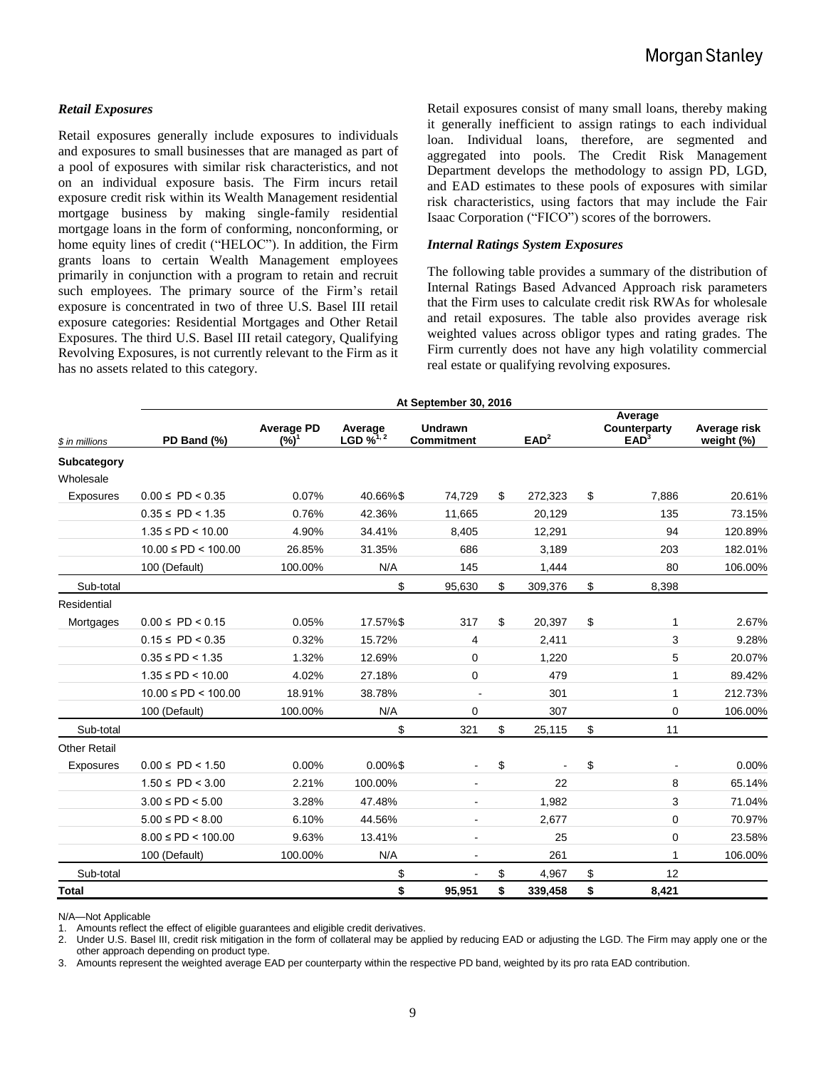### *Retail Exposures*

Retail exposures generally include exposures to individuals and exposures to small businesses that are managed as part of a pool of exposures with similar risk characteristics, and not on an individual exposure basis. The Firm incurs retail exposure credit risk within its Wealth Management residential mortgage business by making single-family residential mortgage loans in the form of conforming, nonconforming, or home equity lines of credit ("HELOC"). In addition, the Firm grants loans to certain Wealth Management employees primarily in conjunction with a program to retain and recruit such employees. The primary source of the Firm's retail exposure is concentrated in two of three U.S. Basel III retail exposure categories: Residential Mortgages and Other Retail Exposures. The third U.S. Basel III retail category, Qualifying Revolving Exposures, is not currently relevant to the Firm as it has no assets related to this category.

Retail exposures consist of many small loans, thereby making it generally inefficient to assign ratings to each individual loan. Individual loans, therefore, are segmented and aggregated into pools. The Credit Risk Management Department develops the methodology to assign PD, LGD, and EAD estimates to these pools of exposures with similar risk characteristics, using factors that may include the Fair Isaac Corporation ("FICO") scores of the borrowers.

### *Internal Ratings System Exposures*

The following table provides a summary of the distribution of Internal Ratings Based Advanced Approach risk parameters that the Firm uses to calculate credit risk RWAs for wholesale and retail exposures. The table also provides average risk weighted values across obligor types and rating grades. The Firm currently does not have any high volatility commercial real estate or qualifying revolving exposures.

| | At September 30, 2016 | | | | | | |
|---|---|---|---|---|---|---|---|
| $ in millions | PD Band (%) | Average PD (%)[1] | Average LGD %[1, 2] | Undrawn Commitment | EAD[2] | Average Counterparty EAD[3] | Average risk weight (%) |
| **Subcategory** | | | | | | | |
| Wholesale | | | | | | | |
| Exposures | 0.00 ≤ PD < 0.35 | 0.07% | 40.66% | $ 74,729 | $ 272,323 | $ 7,886 | 20.61% |
| | 0.35 ≤ PD < 1.35 | 0.76% | 42.36% | 11,665 | 20,129 | 135 | 73.15% |
| | 1.35 ≤ PD < 10.00 | 4.90% | 34.41% | 8,405 | 12,291 | 94 | 120.89% |
| | 10.00 ≤ PD < 100.00 | 26.85% | 31.35% | 686 | 3,189 | 203 | 182.01% |
| | 100 (Default) | 100.00% | N/A | 145 | 1,444 | 80 | 106.00% |
| Sub-total | | | | $ 95,630 | $ 309,376 | $ 8,398 | |
| Residential | | | | | | | |
| Mortgages | 0.00 ≤ PD < 0.15 | 0.05% | 17.57% | $ 317 | $ 20,397 | $ 1 | 2.67% |
| | 0.15 ≤ PD < 0.35 | 0.32% | 15.72% | 4 | 2,411 | 3 | 9.28% |
| | 0.35 ≤ PD < 1.35 | 1.32% | 12.69% | 0 | 1,220 | 5 | 20.07% |
| | 1.35 ≤ PD < 10.00 | 4.02% | 27.18% | 0 | 479 | 1 | 89.42% |
| | 10.00 ≤ PD < 100.00 | 18.91% | 38.78% | - | 301 | 1 | 212.73% |
| | 100 (Default) | 100.00% | N/A | 0 | 307 | 0 | 106.00% |
| Sub-total | | | | $ 321 | $ 25,115 | $ 11 | |
| Other Retail | | | | | | | |
| Exposures | 0.00 ≤ PD < 1.50 | 0.00% | 0.00% | $ - | $ - | $ - | 0.00% |
| | 1.50 ≤ PD < 3.00 | 2.21% | 100.00% | - | 22 | 8 | 65.14% |
| | 3.00 ≤ PD < 5.00 | 3.28% | 47.48% | - | 1,982 | 3 | 71.04% |
| | 5.00 ≤ PD < 8.00 | 6.10% | 44.56% | - | 2,677 | 0 | 70.97% |
| | 8.00 ≤ PD < 100.00 | 9.63% | 13.41% | - | 25 | 0 | 23.58% |
| | 100 (Default) | 100.00% | N/A | - | 261 | 1 | 106.00% |
| Sub-total | | | | $ - | $ 4,967 | $ 12 | |
| **Total** | | | | **$ 95,951** | **$ 339,458** | **$ 8,421** | |

N/A—Not Applicable

1. Amounts reflect the effect of eligible guarantees and eligible credit derivatives.
2. Under U.S. Basel III, credit risk mitigation in the form of collateral may be applied by reducing EAD or adjusting the LGD. The Firm may apply one or the other approach depending on product type.
3. Amounts represent the weighted average EAD per counterparty within the respective PD band, weighted by its pro rata EAD contribution.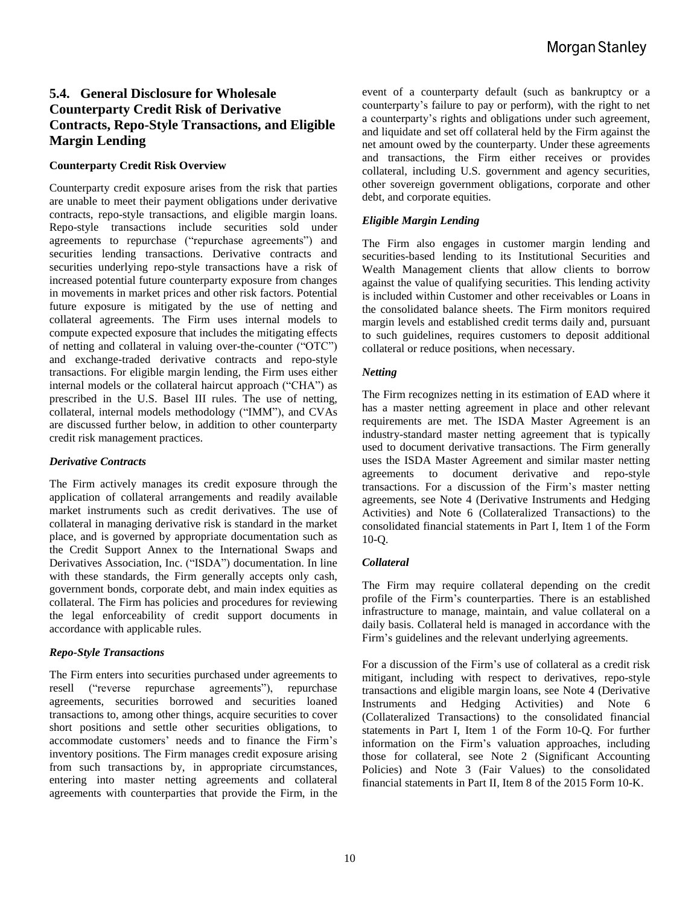## 5.4. General Disclosure for Wholesale Counterparty Credit Risk of Derivative Contracts, Repo-Style Transactions, and Eligible Margin Lending

**Counterparty Credit Risk Overview**

Counterparty credit exposure arises from the risk that parties are unable to meet their payment obligations under derivative contracts, repo-style transactions, and eligible margin loans. Repo-style transactions include securities sold under agreements to repurchase ("repurchase agreements") and securities lending transactions. Derivative contracts and securities underlying repo-style transactions have a risk of increased potential future counterparty exposure from changes in movements in market prices and other risk factors. Potential future exposure is mitigated by the use of netting and collateral agreements. The Firm uses internal models to compute expected exposure that includes the mitigating effects of netting and collateral in valuing over-the-counter ("OTC") and exchange-traded derivative contracts and repo-style transactions. For eligible margin lending, the Firm uses either internal models or the collateral haircut approach ("CHA") as prescribed in the U.S. Basel III rules. The use of netting, collateral, internal models methodology ("IMM"), and CVAs are discussed further below, in addition to other counterparty credit risk management practices.

***Derivative Contracts***

The Firm actively manages its credit exposure through the application of collateral arrangements and readily available market instruments such as credit derivatives. The use of collateral in managing derivative risk is standard in the market place, and is governed by appropriate documentation such as the Credit Support Annex to the International Swaps and Derivatives Association, Inc. ("ISDA") documentation. In line with these standards, the Firm generally accepts only cash, government bonds, corporate debt, and main index equities as collateral. The Firm has policies and procedures for reviewing the legal enforceability of credit support documents in accordance with applicable rules.

***Repo-Style Transactions***

The Firm enters into securities purchased under agreements to resell ("reverse repurchase agreements"), repurchase agreements, securities borrowed and securities loaned transactions to, among other things, acquire securities to cover short positions and settle other securities obligations, to accommodate customers' needs and to finance the Firm's inventory positions. The Firm manages credit exposure arising from such transactions by, in appropriate circumstances, entering into master netting agreements and collateral agreements with counterparties that provide the Firm, in the event of a counterparty default (such as bankruptcy or a counterparty's failure to pay or perform), with the right to net a counterparty's rights and obligations under such agreement, and liquidate and set off collateral held by the Firm against the net amount owed by the counterparty. Under these agreements and transactions, the Firm either receives or provides collateral, including U.S. government and agency securities, other sovereign government obligations, corporate and other debt, and corporate equities.

***Eligible Margin Lending***

The Firm also engages in customer margin lending and securities-based lending to its Institutional Securities and Wealth Management clients that allow clients to borrow against the value of qualifying securities. This lending activity is included within Customer and other receivables or Loans in the consolidated balance sheets. The Firm monitors required margin levels and established credit terms daily and, pursuant to such guidelines, requires customers to deposit additional collateral or reduce positions, when necessary.

***Netting***

The Firm recognizes netting in its estimation of EAD where it has a master netting agreement in place and other relevant requirements are met. The ISDA Master Agreement is an industry-standard master netting agreement that is typically used to document derivative transactions. The Firm generally uses the ISDA Master Agreement and similar master netting agreements to document derivative and repo-style transactions. For a discussion of the Firm's master netting agreements, see Note 4 (Derivative Instruments and Hedging Activities) and Note 6 (Collateralized Transactions) to the consolidated financial statements in Part I, Item 1 of the Form 10-Q.

***Collateral***

The Firm may require collateral depending on the credit profile of the Firm's counterparties. There is an established infrastructure to manage, maintain, and value collateral on a daily basis. Collateral held is managed in accordance with the Firm's guidelines and the relevant underlying agreements.

For a discussion of the Firm's use of collateral as a credit risk mitigant, including with respect to derivatives, repo-style transactions and eligible margin loans, see Note 4 (Derivative Instruments and Hedging Activities) and Note 6 (Collateralized Transactions) to the consolidated financial statements in Part I, Item 1 of the Form 10-Q. For further information on the Firm's valuation approaches, including those for collateral, see Note 2 (Significant Accounting Policies) and Note 3 (Fair Values) to the consolidated financial statements in Part II, Item 8 of the 2015 Form 10-K.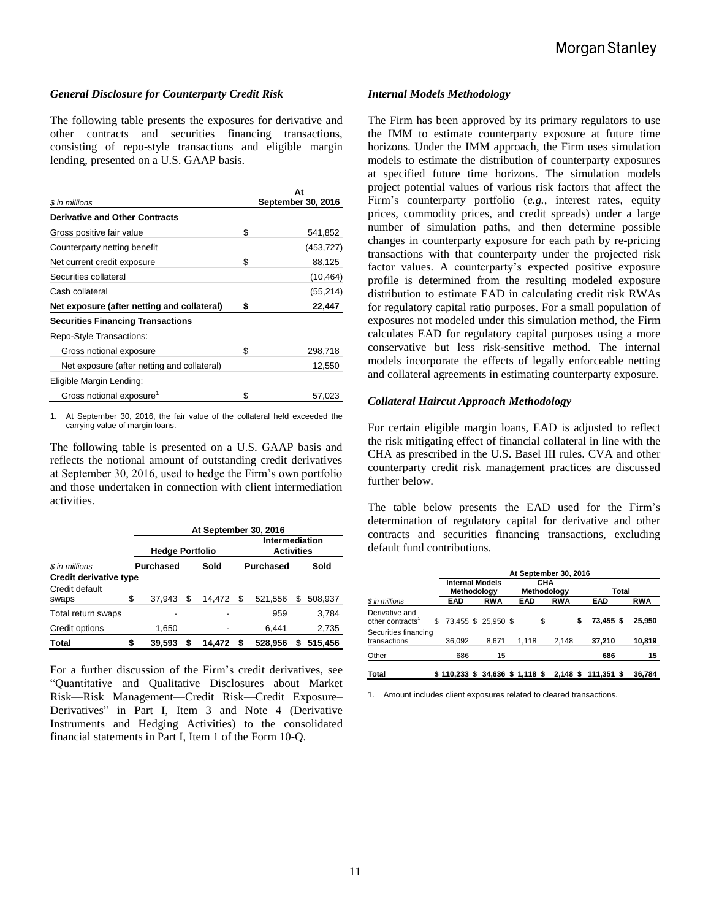### *General Disclosure for Counterparty Credit Risk*

The following table presents the exposures for derivative and other contracts and securities financing transactions, consisting of repo-style transactions and eligible margin lending, presented on a U.S. GAAP basis.

| *$ in millions* | At September 30, 2016 |
|---|---|
| **Derivative and Other Contracts** | |
| Gross positive fair value | $ 541,852 |
| Counterparty netting benefit | (453,727) |
| Net current credit exposure | $ 88,125 |
| Securities collateral | (10,464) |
| Cash collateral | (55,214) |
| **Net exposure (after netting and collateral)** | **$ 22,447** |
| **Securities Financing Transactions** | |
| Repo-Style Transactions: | |
| Gross notional exposure | $ 298,718 |
| Net exposure (after netting and collateral) | 12,550 |
| Eligible Margin Lending: | |
| Gross notional exposure[1] | $ 57,023 |

1. At September 30, 2016, the fair value of the collateral held exceeded the carrying value of margin loans.

The following table is presented on a U.S. GAAP basis and reflects the notional amount of outstanding credit derivatives at September 30, 2016, used to hedge the Firm's own portfolio and those undertaken in connection with client intermediation activities.

| | At September 30, 2016 | | | |
|---|---|---|---|---|
| | Hedge Portfolio | | Intermediation Activities | |
| *$ in millions* | Purchased | Sold | Purchased | Sold |
| **Credit derivative type** | | | | |
| Credit default swaps | $ 37,943 | $ 14,472 | $ 521,556 | $ 508,937 |
| Total return swaps | - | - | 959 | 3,784 |
| Credit options | 1,650 | - | 6,441 | 2,735 |
| **Total** | **$ 39,593** | **$ 14,472** | **$ 528,956** | **$ 515,456** |

For a further discussion of the Firm's credit derivatives, see "Quantitative and Qualitative Disclosures about Market Risk—Risk Management—Credit Risk—Credit Exposure–Derivatives" in Part I, Item 3 and Note 4 (Derivative Instruments and Hedging Activities) to the consolidated financial statements in Part I, Item 1 of the Form 10-Q.

### *Internal Models Methodology*

The Firm has been approved by its primary regulators to use the IMM to estimate counterparty exposure at future time horizons. Under the IMM approach, the Firm uses simulation models to estimate the distribution of counterparty exposures at specified future time horizons. The simulation models project potential values of various risk factors that affect the Firm's counterparty portfolio (*e.g.*, interest rates, equity prices, commodity prices, and credit spreads) under a large number of simulation paths, and then determine possible changes in counterparty exposure for each path by re-pricing transactions with that counterparty under the projected risk factor values. A counterparty's expected positive exposure profile is determined from the resulting modeled exposure distribution to estimate EAD in calculating credit risk RWAs for regulatory capital ratio purposes. For a small population of exposures not modeled under this simulation method, the Firm calculates EAD for regulatory capital purposes using a more conservative but less risk-sensitive method. The internal models incorporate the effects of legally enforceable netting and collateral agreements in estimating counterparty exposure.

### *Collateral Haircut Approach Methodology*

For certain eligible margin loans, EAD is adjusted to reflect the risk mitigating effect of financial collateral in line with the CHA as prescribed in the U.S. Basel III rules. CVA and other counterparty credit risk management practices are discussed further below.

The table below presents the EAD used for the Firm's determination of regulatory capital for derivative and other contracts and securities financing transactions, excluding default fund contributions.

| | At September 30, 2016 | | | | | |
|---|---|---|---|---|---|---|
| | Internal Models Methodology | | CHA Methodology | | Total | |
| *$ in millions* | EAD | RWA | EAD | RWA | EAD | RWA |
| Derivative and other contracts[1] | $ 73,455 | $ 25,950 | $ | $ | **$ 73,455** | **$ 25,950** |
| Securities financing transactions | 36,092 | 8,671 | 1,118 | 2,148 | **37,210** | **10,819** |
| Other | 686 | 15 | | | **686** | **15** |
| **Total** | **$ 110,233** | **$ 34,636** | **$ 1,118** | **$ 2,148** | **$ 111,351** | **$ 36,784** |

1. Amount includes client exposures related to cleared transactions.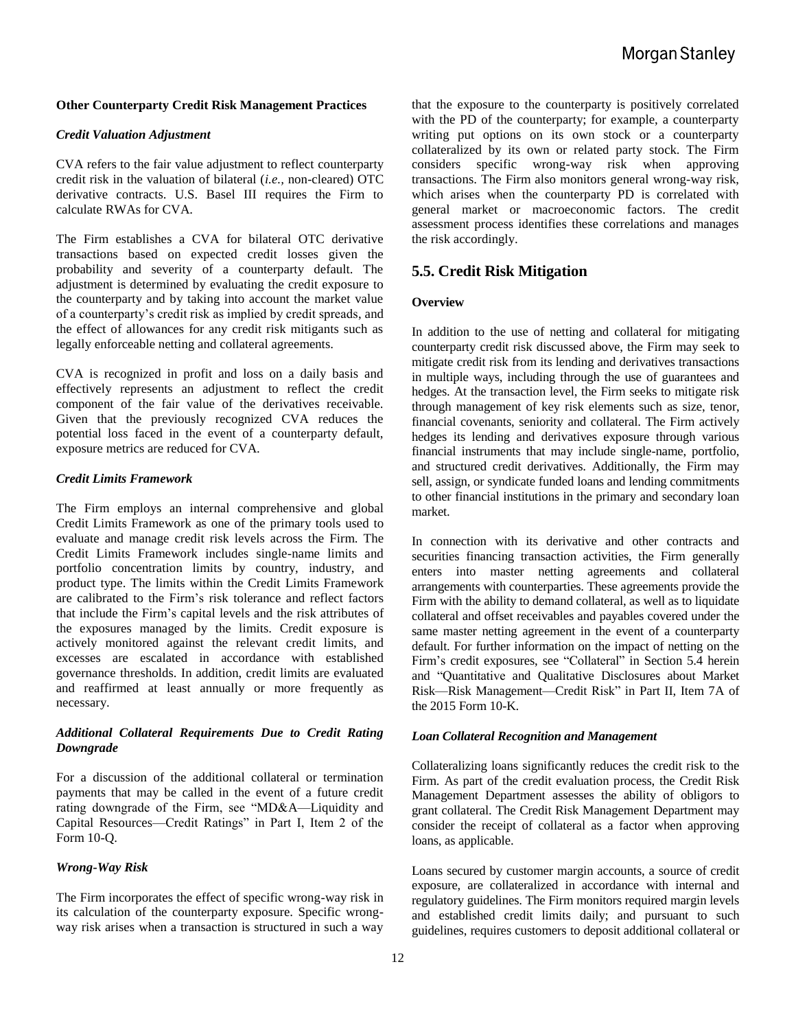**Other Counterparty Credit Risk Management Practices**

***Credit Valuation Adjustment***

CVA refers to the fair value adjustment to reflect counterparty credit risk in the valuation of bilateral (*i.e.,* non-cleared) OTC derivative contracts. U.S. Basel III requires the Firm to calculate RWAs for CVA.

The Firm establishes a CVA for bilateral OTC derivative transactions based on expected credit losses given the probability and severity of a counterparty default. The adjustment is determined by evaluating the credit exposure to the counterparty and by taking into account the market value of a counterparty's credit risk as implied by credit spreads, and the effect of allowances for any credit risk mitigants such as legally enforceable netting and collateral agreements.

CVA is recognized in profit and loss on a daily basis and effectively represents an adjustment to reflect the credit component of the fair value of the derivatives receivable. Given that the previously recognized CVA reduces the potential loss faced in the event of a counterparty default, exposure metrics are reduced for CVA.

***Credit Limits Framework***

The Firm employs an internal comprehensive and global Credit Limits Framework as one of the primary tools used to evaluate and manage credit risk levels across the Firm. The Credit Limits Framework includes single-name limits and portfolio concentration limits by country, industry, and product type. The limits within the Credit Limits Framework are calibrated to the Firm's risk tolerance and reflect factors that include the Firm's capital levels and the risk attributes of the exposures managed by the limits. Credit exposure is actively monitored against the relevant credit limits, and excesses are escalated in accordance with established governance thresholds. In addition, credit limits are evaluated and reaffirmed at least annually or more frequently as necessary.

***Additional Collateral Requirements Due to Credit Rating Downgrade***

For a discussion of the additional collateral or termination payments that may be called in the event of a future credit rating downgrade of the Firm, see "MD&A—Liquidity and Capital Resources—Credit Ratings" in Part I, Item 2 of the Form 10-Q.

***Wrong-Way Risk***

The Firm incorporates the effect of specific wrong-way risk in its calculation of the counterparty exposure. Specific wrong-way risk arises when a transaction is structured in such a way that the exposure to the counterparty is positively correlated with the PD of the counterparty; for example, a counterparty writing put options on its own stock or a counterparty collateralized by its own or related party stock. The Firm considers specific wrong-way risk when approving transactions. The Firm also monitors general wrong-way risk, which arises when the counterparty PD is correlated with general market or macroeconomic factors. The credit assessment process identifies these correlations and manages the risk accordingly.

## 5.5. Credit Risk Mitigation

**Overview**

In addition to the use of netting and collateral for mitigating counterparty credit risk discussed above, the Firm may seek to mitigate credit risk from its lending and derivatives transactions in multiple ways, including through the use of guarantees and hedges. At the transaction level, the Firm seeks to mitigate risk through management of key risk elements such as size, tenor, financial covenants, seniority and collateral. The Firm actively hedges its lending and derivatives exposure through various financial instruments that may include single-name, portfolio, and structured credit derivatives. Additionally, the Firm may sell, assign, or syndicate funded loans and lending commitments to other financial institutions in the primary and secondary loan market.

In connection with its derivative and other contracts and securities financing transaction activities, the Firm generally enters into master netting agreements and collateral arrangements with counterparties. These agreements provide the Firm with the ability to demand collateral, as well as to liquidate collateral and offset receivables and payables covered under the same master netting agreement in the event of a counterparty default. For further information on the impact of netting on the Firm's credit exposures, see "Collateral" in Section 5.4 herein and "Quantitative and Qualitative Disclosures about Market Risk—Risk Management—Credit Risk" in Part II, Item 7A of the 2015 Form 10-K.

***Loan Collateral Recognition and Management***

Collateralizing loans significantly reduces the credit risk to the Firm. As part of the credit evaluation process, the Credit Risk Management Department assesses the ability of obligors to grant collateral. The Credit Risk Management Department may consider the receipt of collateral as a factor when approving loans, as applicable.

Loans secured by customer margin accounts, a source of credit exposure, are collateralized in accordance with internal and regulatory guidelines. The Firm monitors required margin levels and established credit limits daily; and pursuant to such guidelines, requires customers to deposit additional collateral or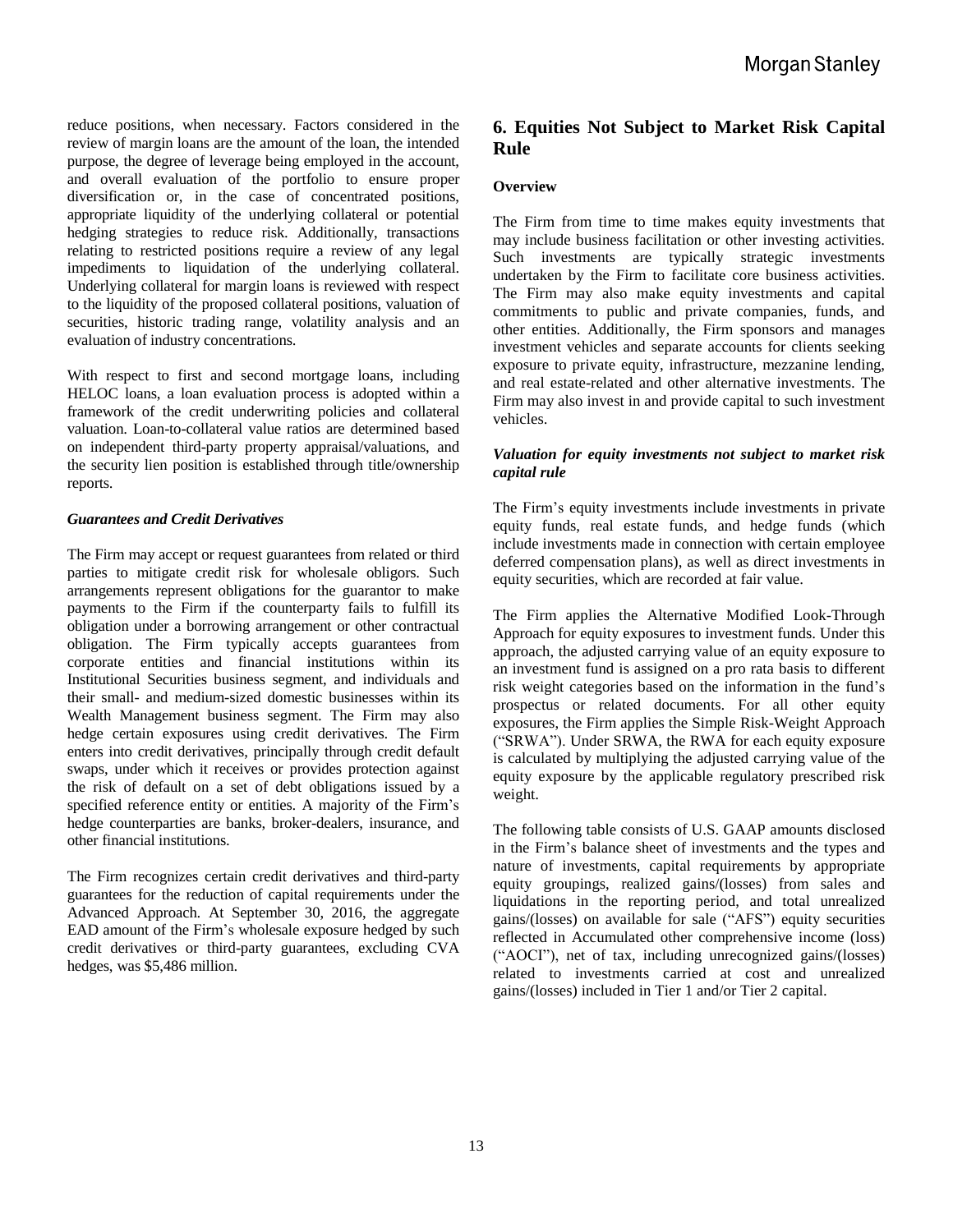reduce positions, when necessary. Factors considered in the review of margin loans are the amount of the loan, the intended purpose, the degree of leverage being employed in the account, and overall evaluation of the portfolio to ensure proper diversification or, in the case of concentrated positions, appropriate liquidity of the underlying collateral or potential hedging strategies to reduce risk. Additionally, transactions relating to restricted positions require a review of any legal impediments to liquidation of the underlying collateral. Underlying collateral for margin loans is reviewed with respect to the liquidity of the proposed collateral positions, valuation of securities, historic trading range, volatility analysis and an evaluation of industry concentrations.

With respect to first and second mortgage loans, including HELOC loans, a loan evaluation process is adopted within a framework of the credit underwriting policies and collateral valuation. Loan-to-collateral value ratios are determined based on independent third-party property appraisal/valuations, and the security lien position is established through title/ownership reports.

***Guarantees and Credit Derivatives***

The Firm may accept or request guarantees from related or third parties to mitigate credit risk for wholesale obligors. Such arrangements represent obligations for the guarantor to make payments to the Firm if the counterparty fails to fulfill its obligation under a borrowing arrangement or other contractual obligation. The Firm typically accepts guarantees from corporate entities and financial institutions within its Institutional Securities business segment, and individuals and their small- and medium-sized domestic businesses within its Wealth Management business segment. The Firm may also hedge certain exposures using credit derivatives. The Firm enters into credit derivatives, principally through credit default swaps, under which it receives or provides protection against the risk of default on a set of debt obligations issued by a specified reference entity or entities. A majority of the Firm's hedge counterparties are banks, broker-dealers, insurance, and other financial institutions.

The Firm recognizes certain credit derivatives and third-party guarantees for the reduction of capital requirements under the Advanced Approach. At September 30, 2016, the aggregate EAD amount of the Firm's wholesale exposure hedged by such credit derivatives or third-party guarantees, excluding CVA hedges, was $5,486 million.

## 6. Equities Not Subject to Market Risk Capital Rule

**Overview**

The Firm from time to time makes equity investments that may include business facilitation or other investing activities. Such investments are typically strategic investments undertaken by the Firm to facilitate core business activities. The Firm may also make equity investments and capital commitments to public and private companies, funds, and other entities. Additionally, the Firm sponsors and manages investment vehicles and separate accounts for clients seeking exposure to private equity, infrastructure, mezzanine lending, and real estate-related and other alternative investments. The Firm may also invest in and provide capital to such investment vehicles.

***Valuation for equity investments not subject to market risk capital rule***

The Firm's equity investments include investments in private equity funds, real estate funds, and hedge funds (which include investments made in connection with certain employee deferred compensation plans), as well as direct investments in equity securities, which are recorded at fair value.

The Firm applies the Alternative Modified Look-Through Approach for equity exposures to investment funds. Under this approach, the adjusted carrying value of an equity exposure to an investment fund is assigned on a pro rata basis to different risk weight categories based on the information in the fund's prospectus or related documents. For all other equity exposures, the Firm applies the Simple Risk-Weight Approach ("SRWA"). Under SRWA, the RWA for each equity exposure is calculated by multiplying the adjusted carrying value of the equity exposure by the applicable regulatory prescribed risk weight.

The following table consists of U.S. GAAP amounts disclosed in the Firm's balance sheet of investments and the types and nature of investments, capital requirements by appropriate equity groupings, realized gains/(losses) from sales and liquidations in the reporting period, and total unrealized gains/(losses) on available for sale ("AFS") equity securities reflected in Accumulated other comprehensive income (loss) ("AOCI"), net of tax, including unrecognized gains/(losses) related to investments carried at cost and unrealized gains/(losses) included in Tier 1 and/or Tier 2 capital.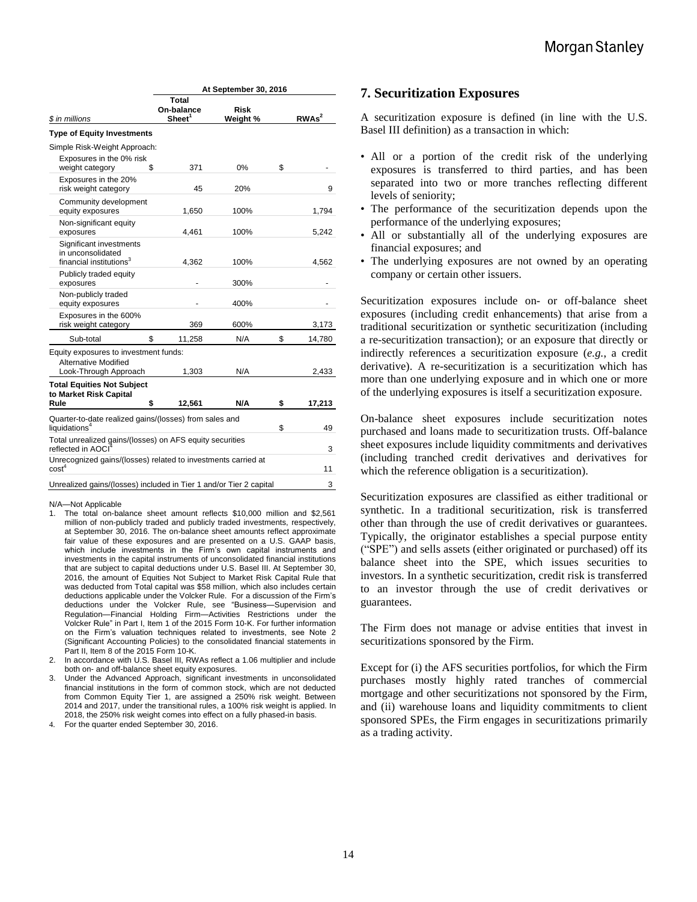| $ in millions | Total On-balance Sheet[1] | Risk Weight % | RWAs[2] |
|---|---|---|---|
| | At September 30, 2016 | | |
| **Type of Equity Investments** | | | |
| Simple Risk-Weight Approach: | | | |
| Exposures in the 0% risk weight category | $ 371 | 0% | $ - |
| Exposures in the 20% risk weight category | 45 | 20% | 9 |
| Community development equity exposures | 1,650 | 100% | 1,794 |
| Non-significant equity exposures | 4,461 | 100% | 5,242 |
| Significant investments in unconsolidated financial institutions[3] | 4,362 | 100% | 4,562 |
| Publicly traded equity exposures | - | 300% | - |
| Non-publicly traded equity exposures | - | 400% | - |
| Exposures in the 600% risk weight category | 369 | 600% | 3,173 |
| Sub-total | $ 11,258 | N/A | $ 14,780 |
| Equity exposures to investment funds: | | | |
| Alternative Modified Look-Through Approach | 1,303 | N/A | 2,433 |
| **Total Equities Not Subject to Market Risk Capital Rule** | **$ 12,561** | **N/A** | **$ 17,213** |
| Quarter-to-date realized gains/(losses) from sales and liquidations[4] | | | $ 49 |
| Total unrealized gains/(losses) on AFS equity securities reflected in AOCI[4] | | | 3 |
| Unrecognized gains/(losses) related to investments carried at cost[4] | | | 11 |
| Unrealized gains/(losses) included in Tier 1 and/or Tier 2 capital | | | 3 |

N/A—Not Applicable

1. The total on-balance sheet amount reflects $10,000 million and $2,561 million of non-publicly traded and publicly traded investments, respectively, at September 30, 2016. The on-balance sheet amounts reflect approximate fair value of these exposures and are presented on a U.S. GAAP basis, which include investments in the Firm's own capital instruments and investments in the capital instruments of unconsolidated financial institutions that are subject to capital deductions under U.S. Basel III. At September 30, 2016, the amount of Equities Not Subject to Market Risk Capital Rule that was deducted from Total capital was $58 million, which also includes certain deductions applicable under the Volcker Rule. For a discussion of the Firm's deductions under the Volcker Rule, see "Business—Supervision and Regulation—Financial Holding Firm—Activities Restrictions under the Volcker Rule" in Part I, Item 1 of the 2015 Form 10-K. For further information on the Firm's valuation techniques related to investments, see Note 2 (Significant Accounting Policies) to the consolidated financial statements in Part II, Item 8 of the 2015 Form 10-K.
2. In accordance with U.S. Basel III, RWAs reflect a 1.06 multiplier and include both on- and off-balance sheet equity exposures.
3. Under the Advanced Approach, significant investments in unconsolidated financial institutions in the form of common stock, which are not deducted from Common Equity Tier 1, are assigned a 250% risk weight. Between 2014 and 2017, under the transitional rules, a 100% risk weight is applied. In 2018, the 250% risk weight comes into effect on a fully phased-in basis.
4. For the quarter ended September 30, 2016.

## 7. Securitization Exposures

A securitization exposure is defined (in line with the U.S. Basel III definition) as a transaction in which:

- All or a portion of the credit risk of the underlying exposures is transferred to third parties, and has been separated into two or more tranches reflecting different levels of seniority;
- The performance of the securitization depends upon the performance of the underlying exposures;
- All or substantially all of the underlying exposures are financial exposures; and
- The underlying exposures are not owned by an operating company or certain other issuers.

Securitization exposures include on- or off-balance sheet exposures (including credit enhancements) that arise from a traditional securitization or synthetic securitization (including a re-securitization transaction); or an exposure that directly or indirectly references a securitization exposure (*e.g.*, a credit derivative). A re-securitization is a securitization which has more than one underlying exposure and in which one or more of the underlying exposures is itself a securitization exposure.

On-balance sheet exposures include securitization notes purchased and loans made to securitization trusts. Off-balance sheet exposures include liquidity commitments and derivatives (including tranched credit derivatives and derivatives for which the reference obligation is a securitization).

Securitization exposures are classified as either traditional or synthetic. In a traditional securitization, risk is transferred other than through the use of credit derivatives or guarantees. Typically, the originator establishes a special purpose entity ("SPE") and sells assets (either originated or purchased) off its balance sheet into the SPE, which issues securities to investors. In a synthetic securitization, credit risk is transferred to an investor through the use of credit derivatives or guarantees.

The Firm does not manage or advise entities that invest in securitizations sponsored by the Firm.

Except for (i) the AFS securities portfolios, for which the Firm purchases mostly highly rated tranches of commercial mortgage and other securitizations not sponsored by the Firm, and (ii) warehouse loans and liquidity commitments to client sponsored SPEs, the Firm engages in securitizations primarily as a trading activity.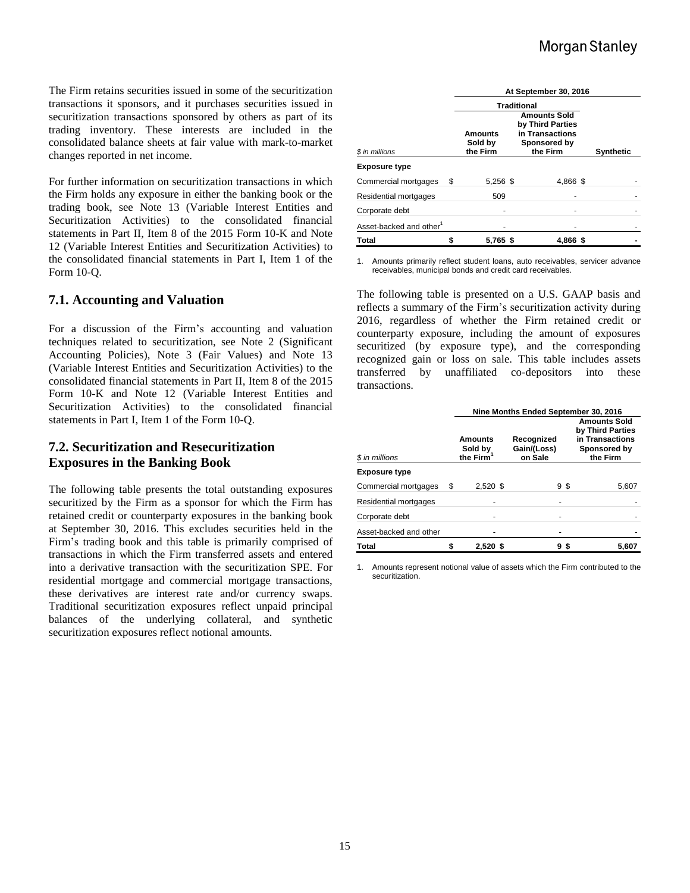The Firm retains securities issued in some of the securitization transactions it sponsors, and it purchases securities issued in securitization transactions sponsored by others as part of its trading inventory. These interests are included in the consolidated balance sheets at fair value with mark-to-market changes reported in net income.

For further information on securitization transactions in which the Firm holds any exposure in either the banking book or the trading book, see Note 13 (Variable Interest Entities and Securitization Activities) to the consolidated financial statements in Part II, Item 8 of the 2015 Form 10-K and Note 12 (Variable Interest Entities and Securitization Activities) to the consolidated financial statements in Part I, Item 1 of the Form 10-Q.

## 7.1. Accounting and Valuation

For a discussion of the Firm's accounting and valuation techniques related to securitization, see Note 2 (Significant Accounting Policies), Note 3 (Fair Values) and Note 13 (Variable Interest Entities and Securitization Activities) to the consolidated financial statements in Part II, Item 8 of the 2015 Form 10-K and Note 12 (Variable Interest Entities and Securitization Activities) to the consolidated financial statements in Part I, Item 1 of the Form 10-Q.

## 7.2. Securitization and Resecuritization Exposures in the Banking Book

The following table presents the total outstanding exposures securitized by the Firm as a sponsor for which the Firm has retained credit or counterparty exposures in the banking book at September 30, 2016. This excludes securities held in the Firm's trading book and this table is primarily comprised of transactions in which the Firm transferred assets and entered into a derivative transaction with the securitization SPE. For residential mortgage and commercial mortgage transactions, these derivatives are interest rate and/or currency swaps. Traditional securitization exposures reflect unpaid principal balances of the underlying collateral, and synthetic securitization exposures reflect notional amounts.

| | At September 30, 2016 | | |
|---|---|---|---|
| | Traditional | | |
| *$ in millions* | Amounts Sold by the Firm | Amounts Sold by Third Parties in Transactions Sponsored by the Firm | Synthetic |
| **Exposure type** | | | |
| Commercial mortgages | $ 5,256 | $ 4,866 | $ - |
| Residential mortgages | 509 | - | - |
| Corporate debt | - | - | - |
| Asset-backed and other[1] | - | - | - |
| **Total** | **$ 5,765** | **$ 4,866** | **$ -** |

1. Amounts primarily reflect student loans, auto receivables, servicer advance receivables, municipal bonds and credit card receivables.

The following table is presented on a U.S. GAAP basis and reflects a summary of the Firm's securitization activity during 2016, regardless of whether the Firm retained credit or counterparty exposure, including the amount of exposures securitized (by exposure type), and the corresponding recognized gain or loss on sale. This table includes assets transferred by unaffiliated co-depositors into these transactions.

| | Nine Months Ended September 30, 2016 | | |
|---|---|---|---|
| *$ in millions* | Amounts Sold by the Firm[1] | Recognized Gain/(Loss) on Sale | Amounts Sold by Third Parties in Transactions Sponsored by the Firm |
| **Exposure type** | | | |
| Commercial mortgages | $ 2,520 | $ 9 | $ 5,607 |
| Residential mortgages | - | - | - |
| Corporate debt | - | - | - |
| Asset-backed and other | - | - | - |
| **Total** | **$ 2,520** | **$ 9** | **$ 5,607** |

1. Amounts represent notional value of assets which the Firm contributed to the securitization.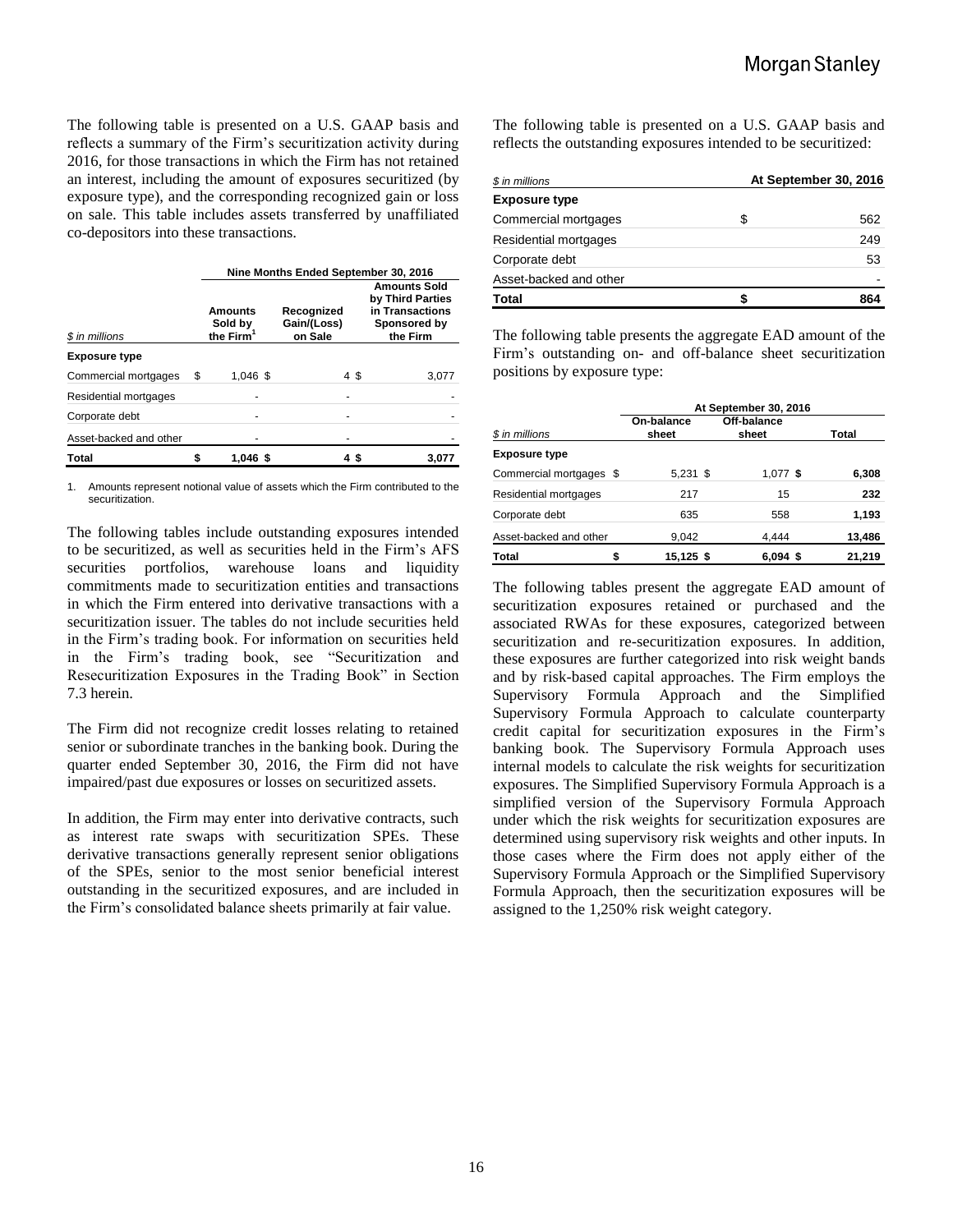The following table is presented on a U.S. GAAP basis and reflects a summary of the Firm's securitization activity during 2016, for those transactions in which the Firm has not retained an interest, including the amount of exposures securitized (by exposure type), and the corresponding recognized gain or loss on sale. This table includes assets transferred by unaffiliated co-depositors into these transactions.

| | Nine Months Ended September 30, 2016 | | |
|---|---|---|---|
| *$ in millions* | Amounts Sold by the Firm[1] | Recognized Gain/(Loss) on Sale | Amounts Sold by Third Parties in Transactions Sponsored by the Firm |
| **Exposure type** | | | |
| Commercial mortgages | $ 1,046 | $ 4 | $ 3,077 |
| Residential mortgages | - | - | - |
| Corporate debt | - | - | - |
| Asset-backed and other | - | - | - |
| **Total** | **$ 1,046** | **$ 4** | **$ 3,077** |

1. Amounts represent notional value of assets which the Firm contributed to the securitization.

The following tables include outstanding exposures intended to be securitized, as well as securities held in the Firm's AFS securities portfolios, warehouse loans and liquidity commitments made to securitization entities and transactions in which the Firm entered into derivative transactions with a securitization issuer. The tables do not include securities held in the Firm's trading book. For information on securities held in the Firm's trading book, see "Securitization and Resecuritization Exposures in the Trading Book" in Section 7.3 herein.

The Firm did not recognize credit losses relating to retained senior or subordinate tranches in the banking book. During the quarter ended September 30, 2016, the Firm did not have impaired/past due exposures or losses on securitized assets.

In addition, the Firm may enter into derivative contracts, such as interest rate swaps with securitization SPEs. These derivative transactions generally represent senior obligations of the SPEs, senior to the most senior beneficial interest outstanding in the securitized exposures, and are included in the Firm's consolidated balance sheets primarily at fair value.

The following table is presented on a U.S. GAAP basis and reflects the outstanding exposures intended to be securitized:

| *$ in millions* | At September 30, 2016 |
|---|---|
| **Exposure type** | |
| Commercial mortgages | $ 562 |
| Residential mortgages | 249 |
| Corporate debt | 53 |
| Asset-backed and other | - |
| **Total** | **$ 864** |

The following table presents the aggregate EAD amount of the Firm's outstanding on- and off-balance sheet securitization positions by exposure type:

| | At September 30, 2016 | | |
|---|---|---|---|
| *$ in millions* | On-balance sheet | Off-balance sheet | Total |
| **Exposure type** | | | |
| Commercial mortgages | $ 5,231 | $ 1,077 | **$ 6,308** |
| Residential mortgages | 217 | 15 | **232** |
| Corporate debt | 635 | 558 | **1,193** |
| Asset-backed and other | 9,042 | 4,444 | **13,486** |
| **Total** | **$ 15,125** | **$ 6,094** | **$ 21,219** |

The following tables present the aggregate EAD amount of securitization exposures retained or purchased and the associated RWAs for these exposures, categorized between securitization and re-securitization exposures. In addition, these exposures are further categorized into risk weight bands and by risk-based capital approaches. The Firm employs the Supervisory Formula Approach and the Simplified Supervisory Formula Approach to calculate counterparty credit capital for securitization exposures in the Firm's banking book. The Supervisory Formula Approach uses internal models to calculate the risk weights for securitization exposures. The Simplified Supervisory Formula Approach is a simplified version of the Supervisory Formula Approach under which the risk weights for securitization exposures are determined using supervisory risk weights and other inputs. In those cases where the Firm does not apply either of the Supervisory Formula Approach or the Simplified Supervisory Formula Approach, then the securitization exposures will be assigned to the 1,250% risk weight category.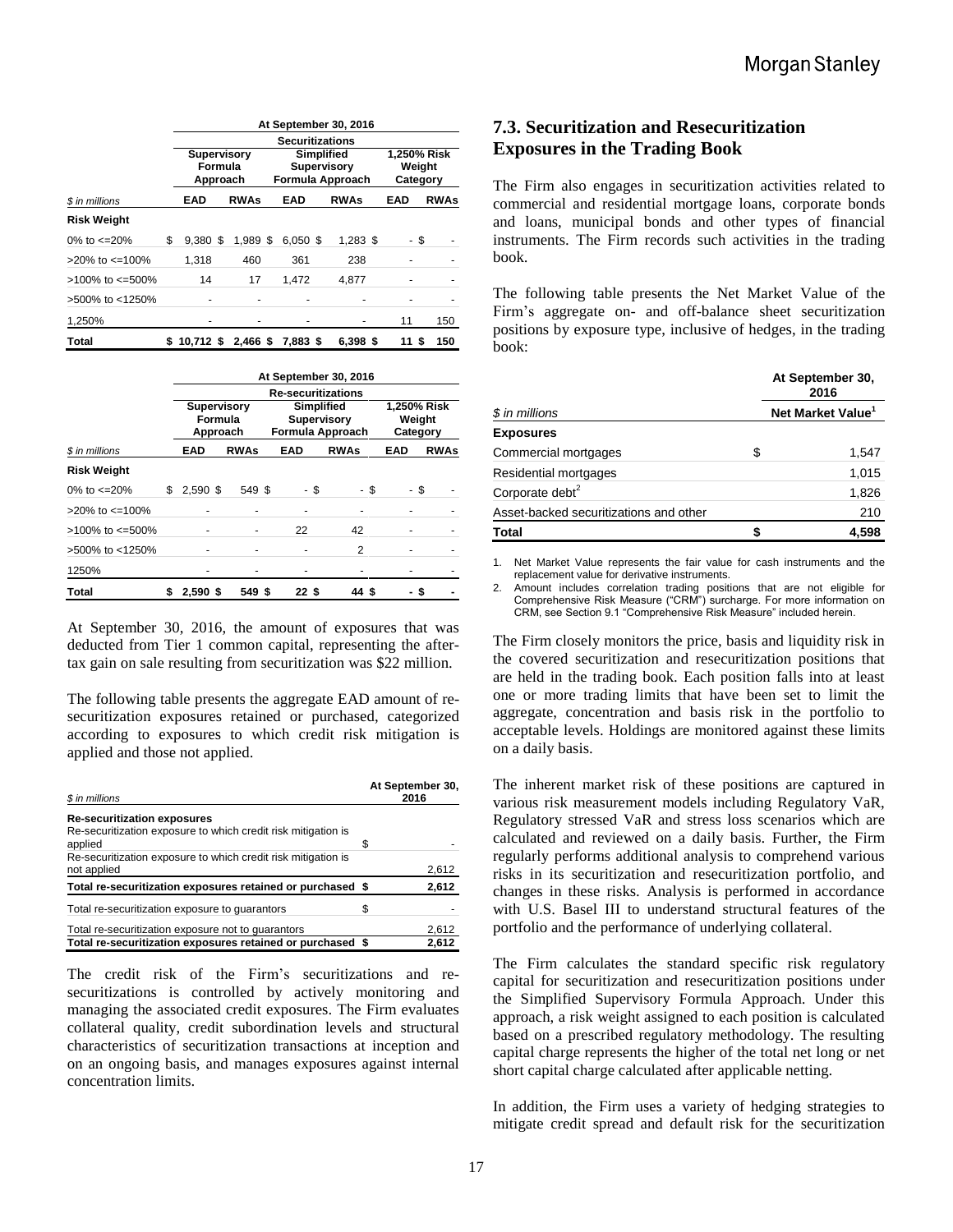| $ in millions | At September 30, 2016 | | | | | |
|---|---|---|---|---|---|---|
| | Securitizations | | | | | |
| | Supervisory Formula Approach | | Simplified Supervisory Formula Approach | | 1,250% Risk Weight Category | |
| | EAD | RWAs | EAD | RWAs | EAD | RWAs |
| **Risk Weight** | | | | | | |
| 0% to <=20% | $ 9,380 | $ 1,989 | $ 6,050 | $ 1,283 | $ - | $ - |
| >20% to <=100% | 1,318 | 460 | 361 | 238 | - | - |
| >100% to <=500% | 14 | 17 | 1,472 | 4,877 | - | - |
| >500% to <1250% | - | - | - | - | - | - |
| 1,250% | - | - | - | - | 11 | 150 |
| **Total** | **$ 10,712** | **$ 2,466** | **$ 7,883** | **$ 6,398** | **$ 11** | **$ 150** |

| $ in millions | At September 30, 2016 | | | | | |
|---|---|---|---|---|---|---|
| | Re-securitizations | | | | | |
| | Supervisory Formula Approach | | Simplified Supervisory Formula Approach | | 1,250% Risk Weight Category | |
| | EAD | RWAs | EAD | RWAs | EAD | RWAs |
| **Risk Weight** | | | | | | |
| 0% to <=20% | $ 2,590 | $ 549 | $ - | $ - | $ - | $ - |
| >20% to <=100% | - | - | - | - | - | - |
| >100% to <=500% | - | - | 22 | 42 | - | - |
| >500% to <1250% | - | - | - | 2 | - | - |
| 1250% | - | - | - | - | - | - |
| **Total** | **$ 2,590** | **$ 549** | **$ 22** | **$ 44** | **$ -** | **$ -** |

At September 30, 2016, the amount of exposures that was deducted from Tier 1 common capital, representing the after-tax gain on sale resulting from securitization was $22 million.

The following table presents the aggregate EAD amount of re-securitization exposures retained or purchased, categorized according to exposures to which credit risk mitigation is applied and those not applied.

| $ in millions | At September 30, 2016 |
|---|---|
| **Re-securitization exposures** | |
| Re-securitization exposure to which credit risk mitigation is applied | $ - |
| Re-securitization exposure to which credit risk mitigation is not applied | 2,612 |
| **Total re-securitization exposures retained or purchased** | **$ 2,612** |
| Total re-securitization exposure to guarantors | $ - |
| Total re-securitization exposure not to guarantors | 2,612 |
| **Total re-securitization exposures retained or purchased** | **$ 2,612** |

The credit risk of the Firm's securitizations and re-securitizations is controlled by actively monitoring and managing the associated credit exposures. The Firm evaluates collateral quality, credit subordination levels and structural characteristics of securitization transactions at inception and on an ongoing basis, and manages exposures against internal concentration limits.

## 7.3. Securitization and Resecuritization Exposures in the Trading Book

The Firm also engages in securitization activities related to commercial and residential mortgage loans, corporate bonds and loans, municipal bonds and other types of financial instruments. The Firm records such activities in the trading book.

The following table presents the Net Market Value of the Firm's aggregate on- and off-balance sheet securitization positions by exposure type, inclusive of hedges, in the trading book:

| $ in millions | At September 30, 2016 Net Market Value[1] |
|---|---|
| **Exposures** | |
| Commercial mortgages | $ 1,547 |
| Residential mortgages | 1,015 |
| Corporate debt[2] | 1,826 |
| Asset-backed securitizations and other | 210 |
| **Total** | **$ 4,598** |

1. Net Market Value represents the fair value for cash instruments and the replacement value for derivative instruments.
2. Amount includes correlation trading positions that are not eligible for Comprehensive Risk Measure ("CRM") surcharge. For more information on CRM, see Section 9.1 "Comprehensive Risk Measure" included herein.

The Firm closely monitors the price, basis and liquidity risk in the covered securitization and resecuritization positions that are held in the trading book. Each position falls into at least one or more trading limits that have been set to limit the aggregate, concentration and basis risk in the portfolio to acceptable levels. Holdings are monitored against these limits on a daily basis.

The inherent market risk of these positions are captured in various risk measurement models including Regulatory VaR, Regulatory stressed VaR and stress loss scenarios which are calculated and reviewed on a daily basis. Further, the Firm regularly performs additional analysis to comprehend various risks in its securitization and resecuritization portfolio, and changes in these risks. Analysis is performed in accordance with U.S. Basel III to understand structural features of the portfolio and the performance of underlying collateral.

The Firm calculates the standard specific risk regulatory capital for securitization and resecuritization positions under the Simplified Supervisory Formula Approach. Under this approach, a risk weight assigned to each position is calculated based on a prescribed regulatory methodology. The resulting capital charge represents the higher of the total net long or net short capital charge calculated after applicable netting.

In addition, the Firm uses a variety of hedging strategies to mitigate credit spread and default risk for the securitization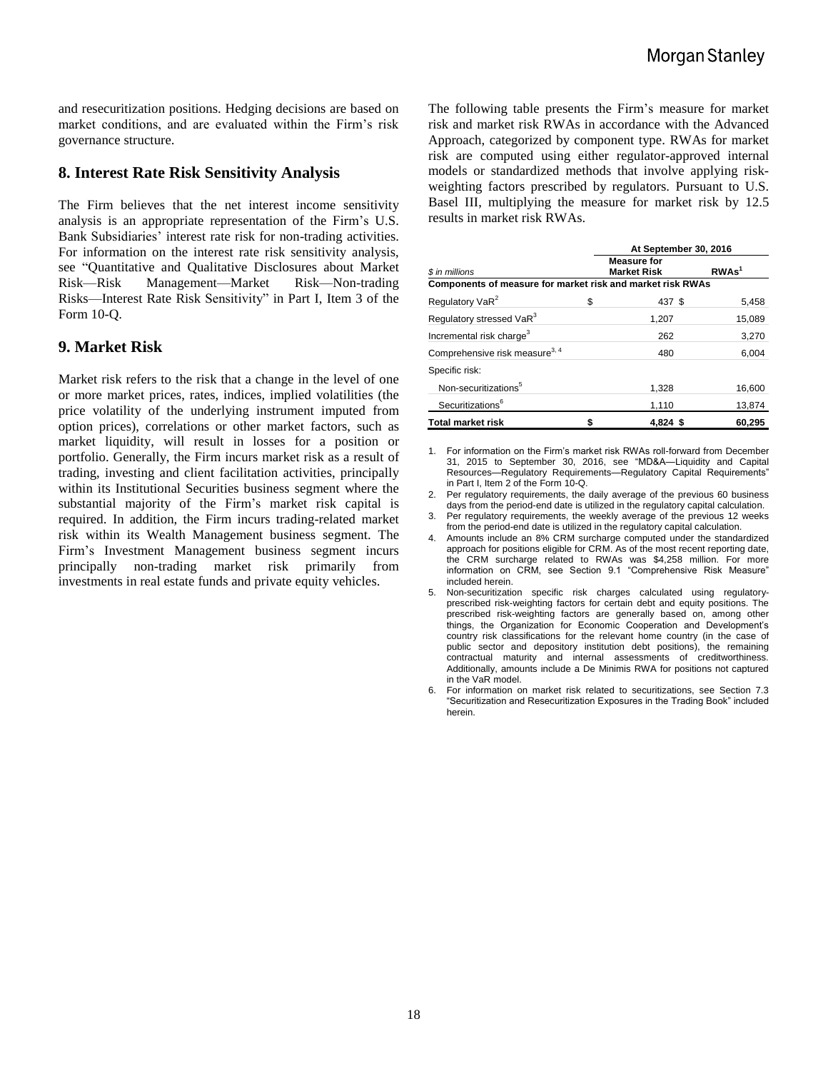and resecuritization positions. Hedging decisions are based on market conditions, and are evaluated within the Firm's risk governance structure.

## 8. Interest Rate Risk Sensitivity Analysis

The Firm believes that the net interest income sensitivity analysis is an appropriate representation of the Firm's U.S. Bank Subsidiaries' interest rate risk for non-trading activities. For information on the interest rate risk sensitivity analysis, see "Quantitative and Qualitative Disclosures about Market Risk—Risk Management—Market Risk—Non-trading Risks—Interest Rate Risk Sensitivity" in Part I, Item 3 of the Form 10-Q.

## 9. Market Risk

Market risk refers to the risk that a change in the level of one or more market prices, rates, indices, implied volatilities (the price volatility of the underlying instrument imputed from option prices), correlations or other market factors, such as market liquidity, will result in losses for a position or portfolio. Generally, the Firm incurs market risk as a result of trading, investing and client facilitation activities, principally within its Institutional Securities business segment where the substantial majority of the Firm's market risk capital is required. In addition, the Firm incurs trading-related market risk within its Wealth Management business segment. The Firm's Investment Management business segment incurs principally non-trading market risk primarily from investments in real estate funds and private equity vehicles.

The following table presents the Firm's measure for market risk and market risk RWAs in accordance with the Advanced Approach, categorized by component type. RWAs for market risk are computed using either regulator-approved internal models or standardized methods that involve applying risk-weighting factors prescribed by regulators. Pursuant to U.S. Basel III, multiplying the measure for market risk by 12.5 results in market risk RWAs.

| | At September 30, 2016 | |
|---|---|---|
| *$ in millions* | Measure for Market Risk | RWAs[1] |
| **Components of measure for market risk and market risk RWAs** | | |
| Regulatory VaR[2] | $ 437 | $ 5,458 |
| Regulatory stressed VaR[3] | 1,207 | 15,089 |
| Incremental risk charge[3] | 262 | 3,270 |
| Comprehensive risk measure[3, 4] | 480 | 6,004 |
| Specific risk: | | |
| Non-securitizations[5] | 1,328 | 16,600 |
| Securitizations[6] | 1,110 | 13,874 |
| **Total market risk** | **$ 4,824** | **$ 60,295** |

1. For information on the Firm's market risk RWAs roll-forward from December 31, 2015 to September 30, 2016, see "MD&A—Liquidity and Capital Resources—Regulatory Requirements—Regulatory Capital Requirements" in Part I, Item 2 of the Form 10-Q.
2. Per regulatory requirements, the daily average of the previous 60 business days from the period-end date is utilized in the regulatory capital calculation.
3. Per regulatory requirements, the weekly average of the previous 12 weeks from the period-end date is utilized in the regulatory capital calculation.
4. Amounts include an 8% CRM surcharge computed under the standardized approach for positions eligible for CRM. As of the most recent reporting date, the CRM surcharge related to RWAs was $4,258 million. For more information on CRM, see Section 9.1 "Comprehensive Risk Measure" included herein.
5. Non-securitization specific risk charges calculated using regulatory-prescribed risk-weighting factors for certain debt and equity positions. The prescribed risk-weighting factors are generally based on, among other things, the Organization for Economic Cooperation and Development's country risk classifications for the relevant home country (in the case of public sector and depository institution debt positions), the remaining contractual maturity and internal assessments of creditworthiness. Additionally, amounts include a De Minimis RWA for positions not captured in the VaR model.
6. For information on market risk related to securitizations, see Section 7.3 "Securitization and Resecuritization Exposures in the Trading Book" included herein.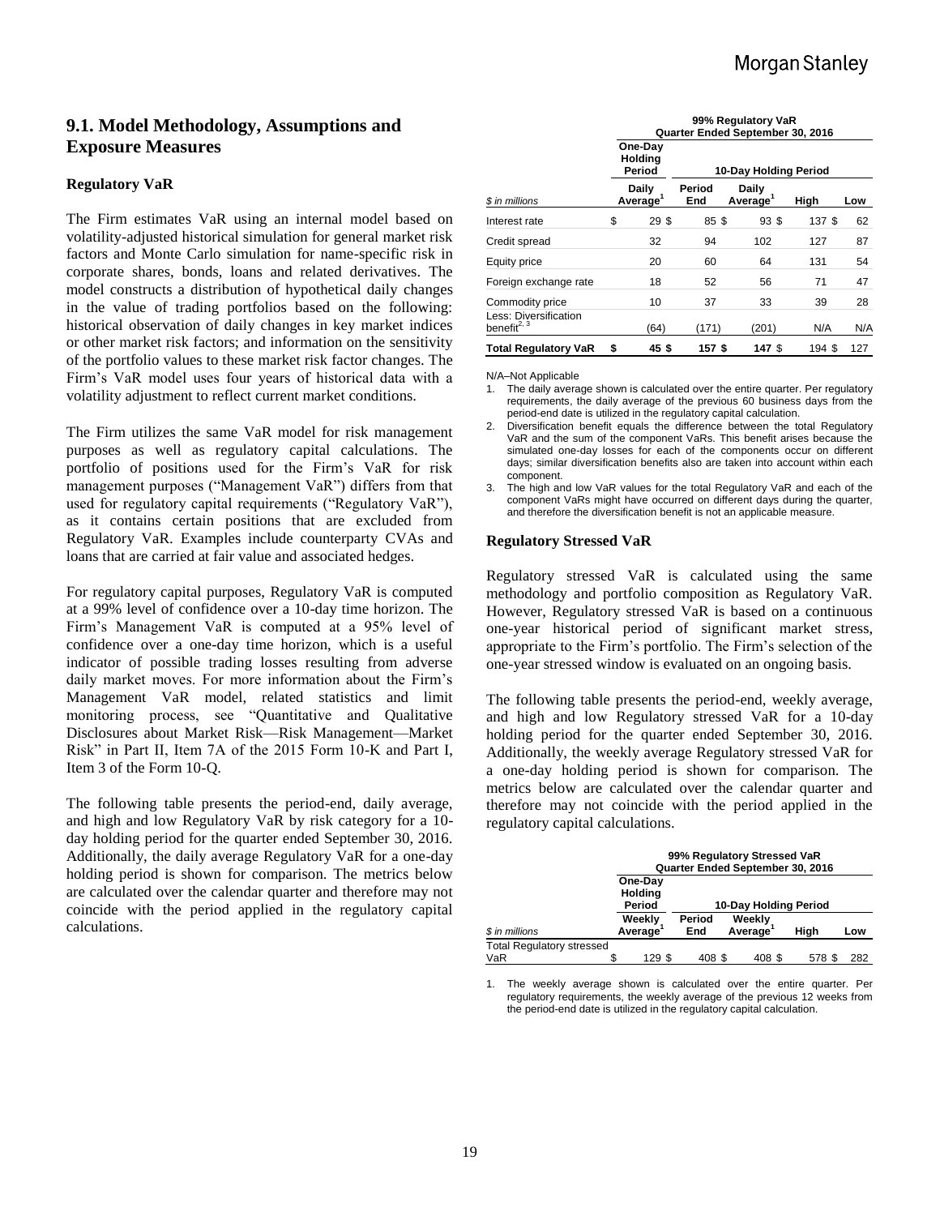## 9.1. Model Methodology, Assumptions and Exposure Measures

### Regulatory VaR

The Firm estimates VaR using an internal model based on volatility-adjusted historical simulation for general market risk factors and Monte Carlo simulation for name-specific risk in corporate shares, bonds, loans and related derivatives. The model constructs a distribution of hypothetical daily changes in the value of trading portfolios based on the following: historical observation of daily changes in key market indices or other market risk factors; and information on the sensitivity of the portfolio values to these market risk factor changes. The Firm's VaR model uses four years of historical data with a volatility adjustment to reflect current market conditions.

The Firm utilizes the same VaR model for risk management purposes as well as regulatory capital calculations. The portfolio of positions used for the Firm's VaR for risk management purposes ("Management VaR") differs from that used for regulatory capital requirements ("Regulatory VaR"), as it contains certain positions that are excluded from Regulatory VaR. Examples include counterparty CVAs and loans that are carried at fair value and associated hedges.

For regulatory capital purposes, Regulatory VaR is computed at a 99% level of confidence over a 10-day time horizon. The Firm's Management VaR is computed at a 95% level of confidence over a one-day time horizon, which is a useful indicator of possible trading losses resulting from adverse daily market moves. For more information about the Firm's Management VaR model, related statistics and limit monitoring process, see "Quantitative and Qualitative Disclosures about Market Risk—Risk Management—Market Risk" in Part II, Item 7A of the 2015 Form 10-K and Part I, Item 3 of the Form 10-Q.

The following table presents the period-end, daily average, and high and low Regulatory VaR by risk category for a 10-day holding period for the quarter ended September 30, 2016. Additionally, the daily average Regulatory VaR for a one-day holding period is shown for comparison. The metrics below are calculated over the calendar quarter and therefore may not coincide with the period applied in the regulatory capital calculations.

| | 99% Regulatory VaR Quarter Ended September 30, 2016 | | | | |
|---|---|---|---|---|---|
| | One-Day Holding Period | 10-Day Holding Period | | | |
| $ in millions | Daily Average[1] | Period End | Daily Average[1] | High | Low |
| Interest rate | $ 29 | $ 85 | $ 93 | $ 137 | $ 62 |
| Credit spread | 32 | 94 | 102 | 127 | 87 |
| Equity price | 20 | 60 | 64 | 131 | 54 |
| Foreign exchange rate | 18 | 52 | 56 | 71 | 47 |
| Commodity price | 10 | 37 | 33 | 39 | 28 |
| Less: Diversification benefit[2, 3] | (64) | (171) | (201) | N/A | N/A |
| **Total Regulatory VaR** | **$ 45** | **$ 157** | **$ 147** | $ 194 | $ 127 |

N/A–Not Applicable

1. The daily average shown is calculated over the entire quarter. Per regulatory requirements, the daily average of the previous 60 business days from the period-end date is utilized in the regulatory capital calculation.
2. Diversification benefit equals the difference between the total Regulatory VaR and the sum of the component VaRs. This benefit arises because the simulated one-day losses for each of the components occur on different days; similar diversification benefits also are taken into account within each component.
3. The high and low VaR values for the total Regulatory VaR and each of the component VaRs might have occurred on different days during the quarter, and therefore the diversification benefit is not an applicable measure.

### Regulatory Stressed VaR

Regulatory stressed VaR is calculated using the same methodology and portfolio composition as Regulatory VaR. However, Regulatory stressed VaR is based on a continuous one-year historical period of significant market stress, appropriate to the Firm's portfolio. The Firm's selection of the one-year stressed window is evaluated on an ongoing basis.

The following table presents the period-end, weekly average, and high and low Regulatory stressed VaR for a 10-day holding period for the quarter ended September 30, 2016. Additionally, the weekly average Regulatory stressed VaR for a one-day holding period is shown for comparison. The metrics below are calculated over the calendar quarter and therefore may not coincide with the period applied in the regulatory capital calculations.

| | 99% Regulatory Stressed VaR Quarter Ended September 30, 2016 | | | | |
|---|---|---|---|---|---|
| | One-Day Holding Period | 10-Day Holding Period | | | |
| $ in millions | Weekly Average[1] | Period End | Weekly Average[1] | High | Low |
| Total Regulatory stressed VaR | $ 129 | $ 408 | $ 408 | $ 578 | $ 282 |

1. The weekly average shown is calculated over the entire quarter. Per regulatory requirements, the weekly average of the previous 12 weeks from the period-end date is utilized in the regulatory capital calculation.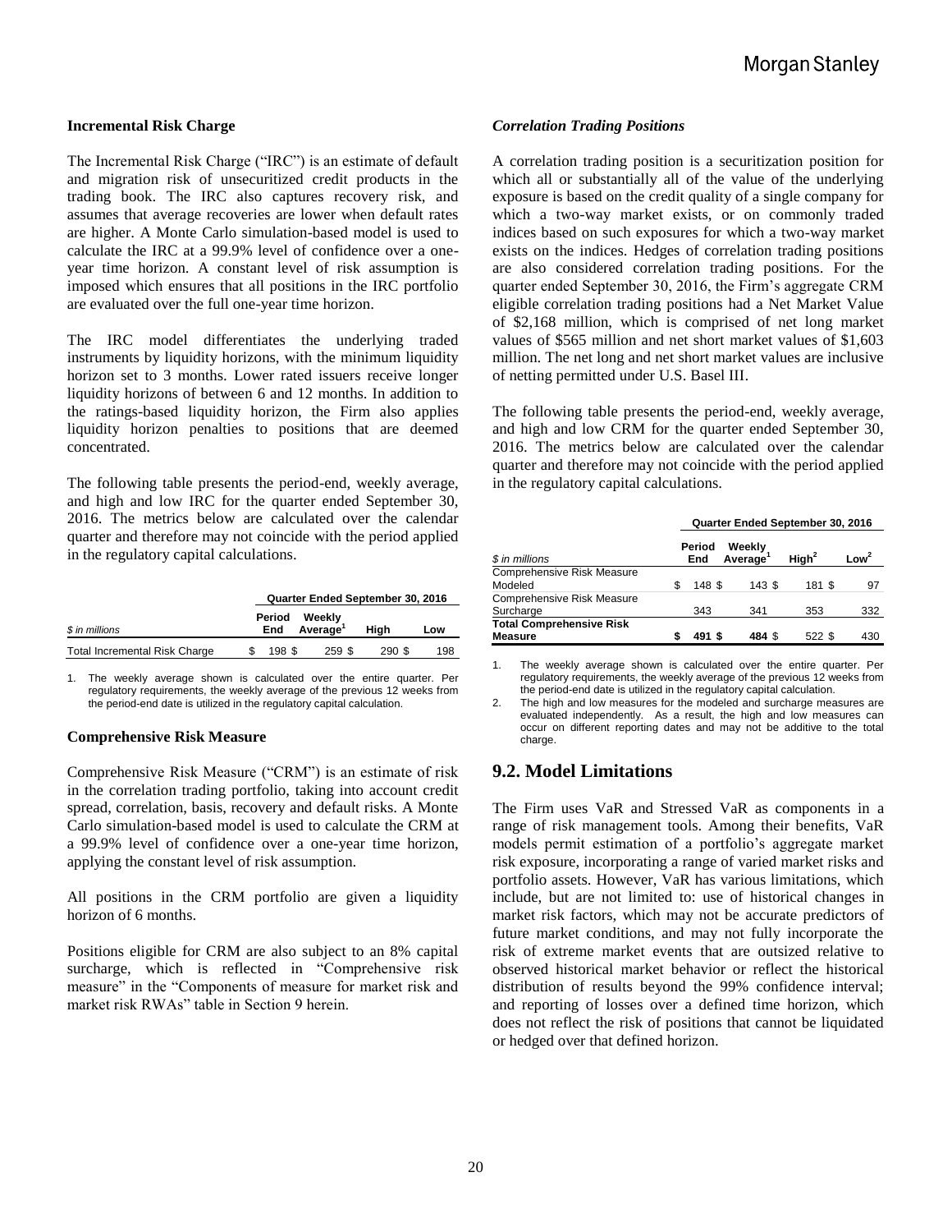### Incremental Risk Charge

The Incremental Risk Charge ("IRC") is an estimate of default and migration risk of unsecuritized credit products in the trading book. The IRC also captures recovery risk, and assumes that average recoveries are lower when default rates are higher. A Monte Carlo simulation-based model is used to calculate the IRC at a 99.9% level of confidence over a one-year time horizon. A constant level of risk assumption is imposed which ensures that all positions in the IRC portfolio are evaluated over the full one-year time horizon.

The IRC model differentiates the underlying traded instruments by liquidity horizons, with the minimum liquidity horizon set to 3 months. Lower rated issuers receive longer liquidity horizons of between 6 and 12 months. In addition to the ratings-based liquidity horizon, the Firm also applies liquidity horizon penalties to positions that are deemed concentrated.

The following table presents the period-end, weekly average, and high and low IRC for the quarter ended September 30, 2016. The metrics below are calculated over the calendar quarter and therefore may not coincide with the period applied in the regulatory capital calculations.

| | Quarter Ended September 30, 2016 | | | |
|---|---|---|---|---|
| *$ in millions* | Period End | Weekly Average[1] | High | Low |
| Total Incremental Risk Charge | $ 198 | $ 259 | $ 290 | $ 198 |

1. The weekly average shown is calculated over the entire quarter. Per regulatory requirements, the weekly average of the previous 12 weeks from the period-end date is utilized in the regulatory capital calculation.

### Comprehensive Risk Measure

Comprehensive Risk Measure ("CRM") is an estimate of risk in the correlation trading portfolio, taking into account credit spread, correlation, basis, recovery and default risks. A Monte Carlo simulation-based model is used to calculate the CRM at a 99.9% level of confidence over a one-year time horizon, applying the constant level of risk assumption.

All positions in the CRM portfolio are given a liquidity horizon of 6 months.

Positions eligible for CRM are also subject to an 8% capital surcharge, which is reflected in "Comprehensive risk measure" in the "Components of measure for market risk and market risk RWAs" table in Section 9 herein.

### *Correlation Trading Positions*

A correlation trading position is a securitization position for which all or substantially all of the value of the underlying exposure is based on the credit quality of a single company for which a two-way market exists, or on commonly traded indices based on such exposures for which a two-way market exists on the indices. Hedges of correlation trading positions are also considered correlation trading positions. For the quarter ended September 30, 2016, the Firm's aggregate CRM eligible correlation trading positions had a Net Market Value of $2,168 million, which is comprised of net long market values of $565 million and net short market values of $1,603 million. The net long and net short market values are inclusive of netting permitted under U.S. Basel III.

The following table presents the period-end, weekly average, and high and low CRM for the quarter ended September 30, 2016. The metrics below are calculated over the calendar quarter and therefore may not coincide with the period applied in the regulatory capital calculations.

| | Quarter Ended September 30, 2016 | | | |
|---|---|---|---|---|
| *$ in millions* | Period End | Weekly Average[1] | High[2] | Low[2] |
| Comprehensive Risk Measure Modeled | $ 148 | $ 143 | $ 181 | $ 97 |
| Comprehensive Risk Measure Surcharge | 343 | 341 | 353 | 332 |
| **Total Comprehensive Risk Measure** | **$ 491** | **$ 484** | $ 522 | $ 430 |

1. The weekly average shown is calculated over the entire quarter. Per regulatory requirements, the weekly average of the previous 12 weeks from the period-end date is utilized in the regulatory capital calculation.
2. The high and low measures for the modeled and surcharge measures are evaluated independently. As a result, the high and low measures can occur on different reporting dates and may not be additive to the total charge.

## 9.2. Model Limitations

The Firm uses VaR and Stressed VaR as components in a range of risk management tools. Among their benefits, VaR models permit estimation of a portfolio's aggregate market risk exposure, incorporating a range of varied market risks and portfolio assets. However, VaR has various limitations, which include, but are not limited to: use of historical changes in market risk factors, which may not be accurate predictors of future market conditions, and may not fully incorporate the risk of extreme market events that are outsized relative to observed historical market behavior or reflect the historical distribution of results beyond the 99% confidence interval; and reporting of losses over a defined time horizon, which does not reflect the risk of positions that cannot be liquidated or hedged over that defined horizon.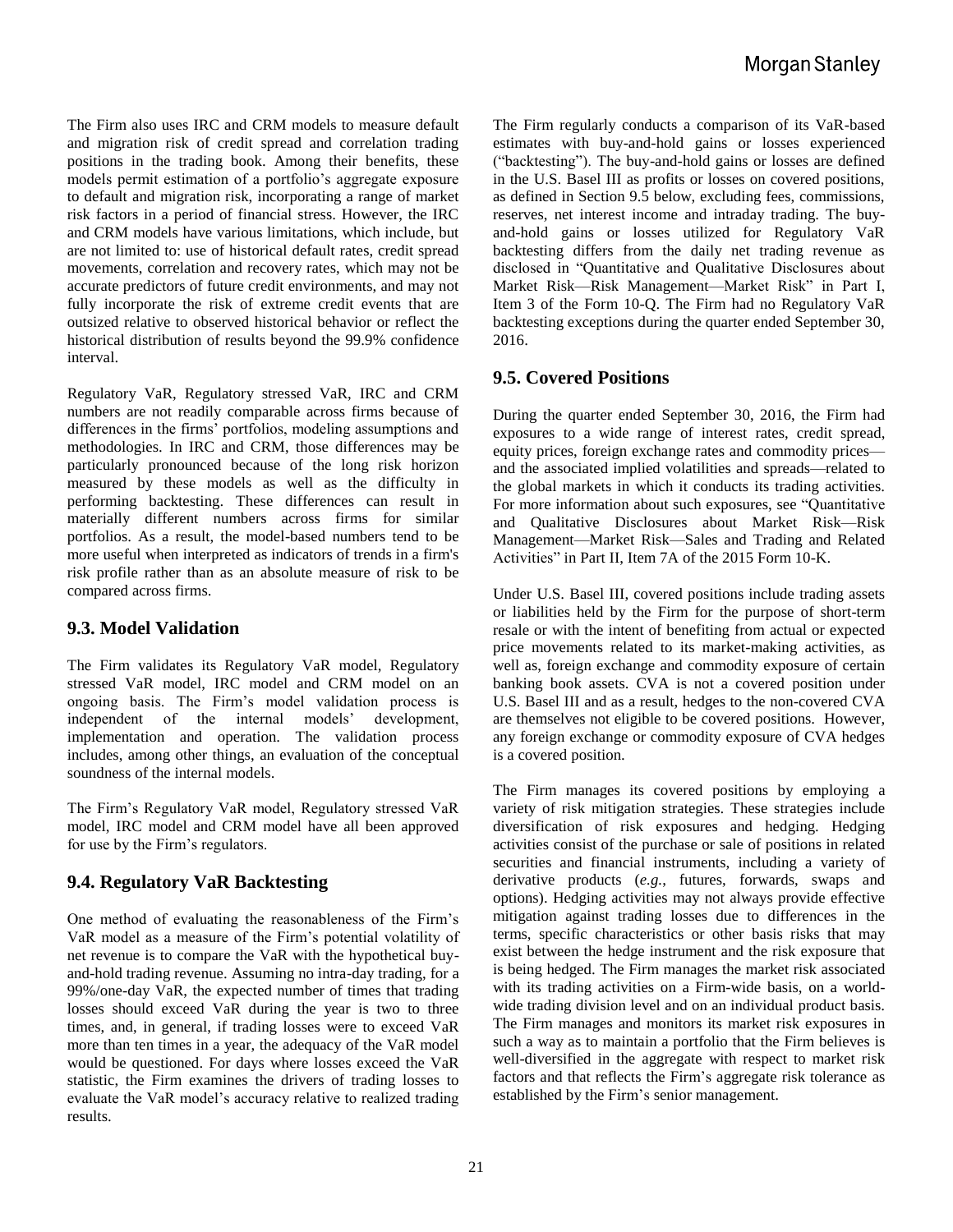The Firm also uses IRC and CRM models to measure default and migration risk of credit spread and correlation trading positions in the trading book. Among their benefits, these models permit estimation of a portfolio's aggregate exposure to default and migration risk, incorporating a range of market risk factors in a period of financial stress. However, the IRC and CRM models have various limitations, which include, but are not limited to: use of historical default rates, credit spread movements, correlation and recovery rates, which may not be accurate predictors of future credit environments, and may not fully incorporate the risk of extreme credit events that are outsized relative to observed historical behavior or reflect the historical distribution of results beyond the 99.9% confidence interval.

Regulatory VaR, Regulatory stressed VaR, IRC and CRM numbers are not readily comparable across firms because of differences in the firms' portfolios, modeling assumptions and methodologies. In IRC and CRM, those differences may be particularly pronounced because of the long risk horizon measured by these models as well as the difficulty in performing backtesting. These differences can result in materially different numbers across firms for similar portfolios. As a result, the model-based numbers tend to be more useful when interpreted as indicators of trends in a firm's risk profile rather than as an absolute measure of risk to be compared across firms.

## 9.3. Model Validation

The Firm validates its Regulatory VaR model, Regulatory stressed VaR model, IRC model and CRM model on an ongoing basis. The Firm's model validation process is independent of the internal models' development, implementation and operation. The validation process includes, among other things, an evaluation of the conceptual soundness of the internal models.

The Firm's Regulatory VaR model, Regulatory stressed VaR model, IRC model and CRM model have all been approved for use by the Firm's regulators.

## 9.4. Regulatory VaR Backtesting

One method of evaluating the reasonableness of the Firm's VaR model as a measure of the Firm's potential volatility of net revenue is to compare the VaR with the hypothetical buy-and-hold trading revenue. Assuming no intra-day trading, for a 99%/one-day VaR, the expected number of times that trading losses should exceed VaR during the year is two to three times, and, in general, if trading losses were to exceed VaR more than ten times in a year, the adequacy of the VaR model would be questioned. For days where losses exceed the VaR statistic, the Firm examines the drivers of trading losses to evaluate the VaR model's accuracy relative to realized trading results.

The Firm regularly conducts a comparison of its VaR-based estimates with buy-and-hold gains or losses experienced ("backtesting"). The buy-and-hold gains or losses are defined in the U.S. Basel III as profits or losses on covered positions, as defined in Section 9.5 below, excluding fees, commissions, reserves, net interest income and intraday trading. The buy-and-hold gains or losses utilized for Regulatory VaR backtesting differs from the daily net trading revenue as disclosed in "Quantitative and Qualitative Disclosures about Market Risk—Risk Management—Market Risk" in Part I, Item 3 of the Form 10-Q. The Firm had no Regulatory VaR backtesting exceptions during the quarter ended September 30, 2016.

## 9.5. Covered Positions

During the quarter ended September 30, 2016, the Firm had exposures to a wide range of interest rates, credit spread, equity prices, foreign exchange rates and commodity prices—and the associated implied volatilities and spreads—related to the global markets in which it conducts its trading activities. For more information about such exposures, see "Quantitative and Qualitative Disclosures about Market Risk—Risk Management—Market Risk—Sales and Trading and Related Activities" in Part II, Item 7A of the 2015 Form 10-K.

Under U.S. Basel III, covered positions include trading assets or liabilities held by the Firm for the purpose of short-term resale or with the intent of benefiting from actual or expected price movements related to its market-making activities, as well as, foreign exchange and commodity exposure of certain banking book assets. CVA is not a covered position under U.S. Basel III and as a result, hedges to the non-covered CVA are themselves not eligible to be covered positions. However, any foreign exchange or commodity exposure of CVA hedges is a covered position.

The Firm manages its covered positions by employing a variety of risk mitigation strategies. These strategies include diversification of risk exposures and hedging. Hedging activities consist of the purchase or sale of positions in related securities and financial instruments, including a variety of derivative products (*e.g.*, futures, forwards, swaps and options). Hedging activities may not always provide effective mitigation against trading losses due to differences in the terms, specific characteristics or other basis risks that may exist between the hedge instrument and the risk exposure that is being hedged. The Firm manages the market risk associated with its trading activities on a Firm-wide basis, on a world-wide trading division level and on an individual product basis. The Firm manages and monitors its market risk exposures in such a way as to maintain a portfolio that the Firm believes is well-diversified in the aggregate with respect to market risk factors and that reflects the Firm's aggregate risk tolerance as established by the Firm's senior management.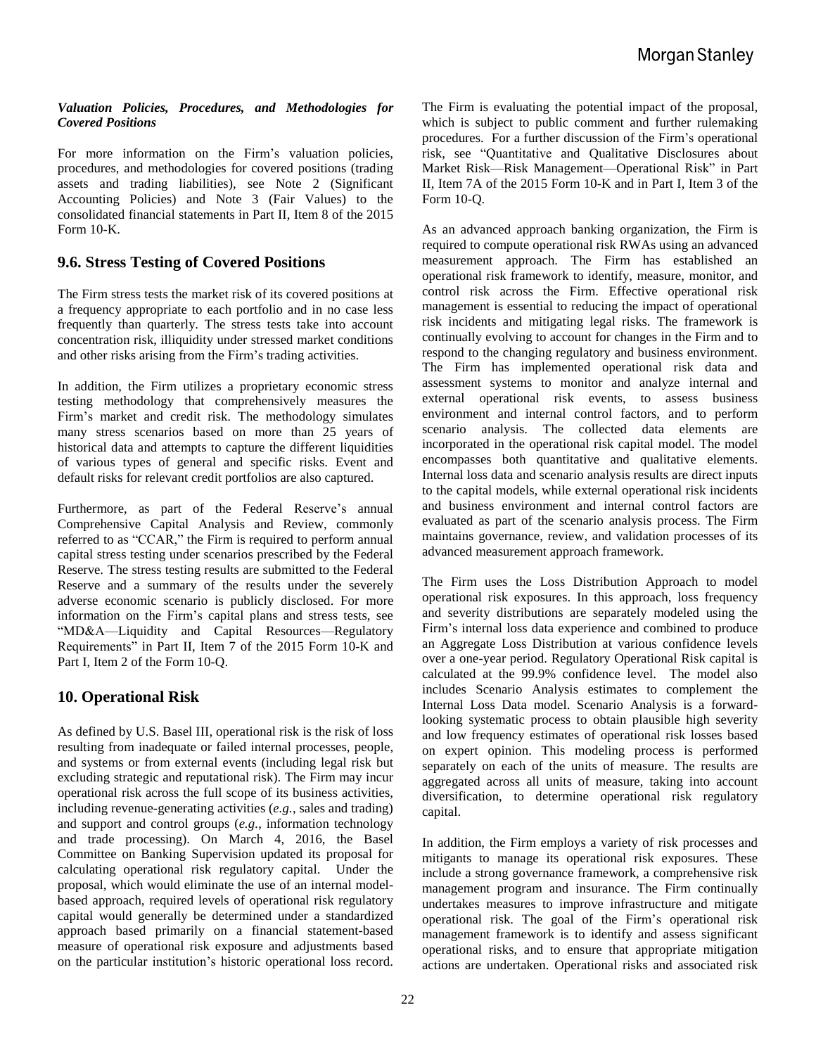***Valuation Policies, Procedures, and Methodologies for Covered Positions***

For more information on the Firm's valuation policies, procedures, and methodologies for covered positions (trading assets and trading liabilities), see Note 2 (Significant Accounting Policies) and Note 3 (Fair Values) to the consolidated financial statements in Part II, Item 8 of the 2015 Form 10-K.

## 9.6. Stress Testing of Covered Positions

The Firm stress tests the market risk of its covered positions at a frequency appropriate to each portfolio and in no case less frequently than quarterly. The stress tests take into account concentration risk, illiquidity under stressed market conditions and other risks arising from the Firm's trading activities.

In addition, the Firm utilizes a proprietary economic stress testing methodology that comprehensively measures the Firm's market and credit risk. The methodology simulates many stress scenarios based on more than 25 years of historical data and attempts to capture the different liquidities of various types of general and specific risks. Event and default risks for relevant credit portfolios are also captured.

Furthermore, as part of the Federal Reserve's annual Comprehensive Capital Analysis and Review, commonly referred to as "CCAR," the Firm is required to perform annual capital stress testing under scenarios prescribed by the Federal Reserve. The stress testing results are submitted to the Federal Reserve and a summary of the results under the severely adverse economic scenario is publicly disclosed. For more information on the Firm's capital plans and stress tests, see "MD&A—Liquidity and Capital Resources—Regulatory Requirements" in Part II, Item 7 of the 2015 Form 10-K and Part I, Item 2 of the Form 10-Q.

## 10. Operational Risk

As defined by U.S. Basel III, operational risk is the risk of loss resulting from inadequate or failed internal processes, people, and systems or from external events (including legal risk but excluding strategic and reputational risk). The Firm may incur operational risk across the full scope of its business activities, including revenue-generating activities (*e.g.*, sales and trading) and support and control groups (*e.g.*, information technology and trade processing). On March 4, 2016, the Basel Committee on Banking Supervision updated its proposal for calculating operational risk regulatory capital. Under the proposal, which would eliminate the use of an internal model-based approach, required levels of operational risk regulatory capital would generally be determined under a standardized approach based primarily on a financial statement-based measure of operational risk exposure and adjustments based on the particular institution's historic operational loss record. The Firm is evaluating the potential impact of the proposal, which is subject to public comment and further rulemaking procedures. For a further discussion of the Firm's operational risk, see "Quantitative and Qualitative Disclosures about Market Risk—Risk Management—Operational Risk" in Part II, Item 7A of the 2015 Form 10-K and in Part I, Item 3 of the Form 10-Q.

As an advanced approach banking organization, the Firm is required to compute operational risk RWAs using an advanced measurement approach. The Firm has established an operational risk framework to identify, measure, monitor, and control risk across the Firm. Effective operational risk management is essential to reducing the impact of operational risk incidents and mitigating legal risks. The framework is continually evolving to account for changes in the Firm and to respond to the changing regulatory and business environment. The Firm has implemented operational risk data and assessment systems to monitor and analyze internal and external operational risk events, to assess business environment and internal control factors, and to perform scenario analysis. The collected data elements are incorporated in the operational risk capital model. The model encompasses both quantitative and qualitative elements. Internal loss data and scenario analysis results are direct inputs to the capital models, while external operational risk incidents and business environment and internal control factors are evaluated as part of the scenario analysis process. The Firm maintains governance, review, and validation processes of its advanced measurement approach framework.

The Firm uses the Loss Distribution Approach to model operational risk exposures. In this approach, loss frequency and severity distributions are separately modeled using the Firm's internal loss data experience and combined to produce an Aggregate Loss Distribution at various confidence levels over a one-year period. Regulatory Operational Risk capital is calculated at the 99.9% confidence level. The model also includes Scenario Analysis estimates to complement the Internal Loss Data model. Scenario Analysis is a forward-looking systematic process to obtain plausible high severity and low frequency estimates of operational risk losses based on expert opinion. This modeling process is performed separately on each of the units of measure. The results are aggregated across all units of measure, taking into account diversification, to determine operational risk regulatory capital.

In addition, the Firm employs a variety of risk processes and mitigants to manage its operational risk exposures. These include a strong governance framework, a comprehensive risk management program and insurance. The Firm continually undertakes measures to improve infrastructure and mitigate operational risk. The goal of the Firm's operational risk management framework is to identify and assess significant operational risks, and to ensure that appropriate mitigation actions are undertaken. Operational risks and associated risk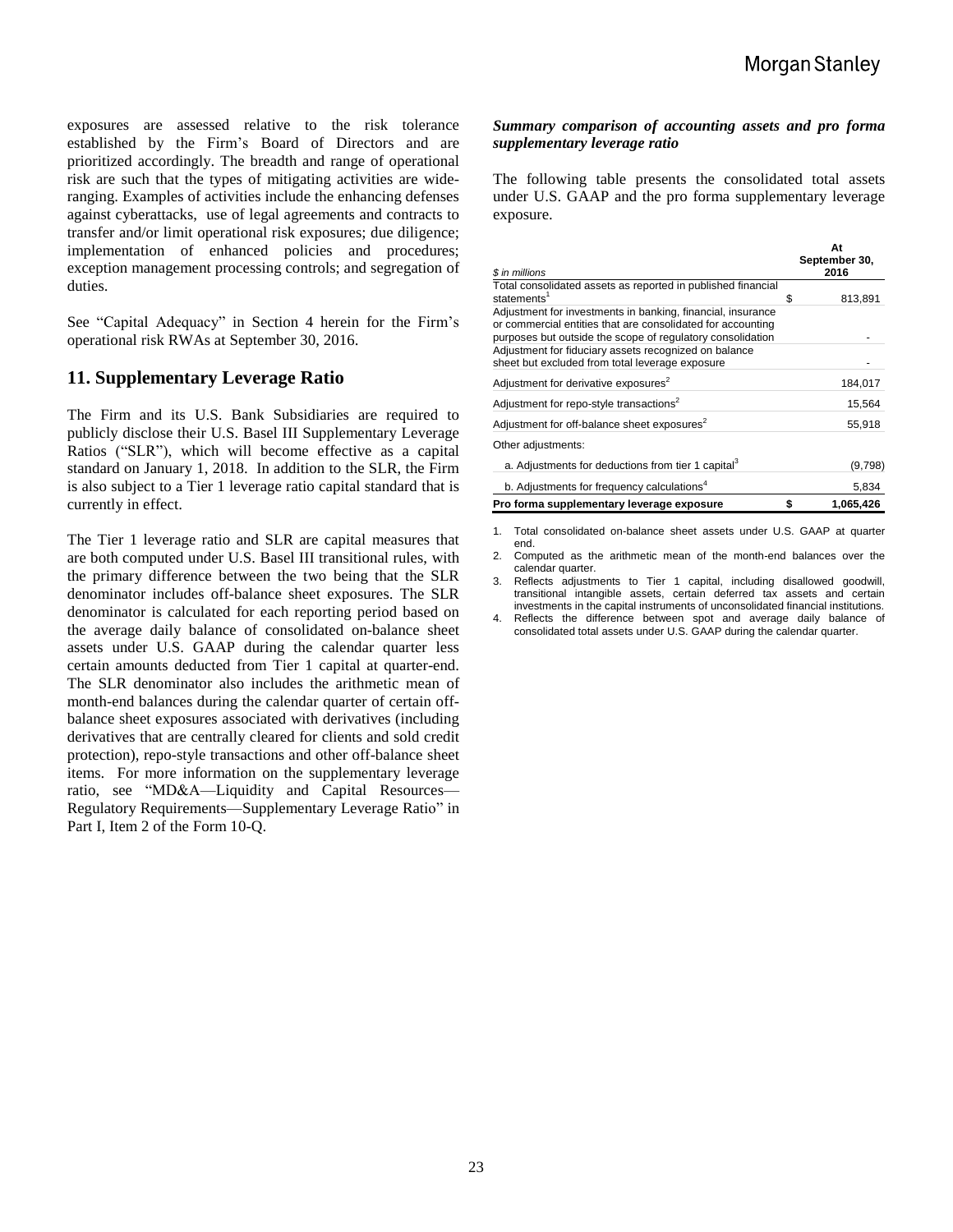exposures are assessed relative to the risk tolerance established by the Firm's Board of Directors and are prioritized accordingly. The breadth and range of operational risk are such that the types of mitigating activities are wide-ranging. Examples of activities include the enhancing defenses against cyberattacks, use of legal agreements and contracts to transfer and/or limit operational risk exposures; due diligence; implementation of enhanced policies and procedures; exception management processing controls; and segregation of duties.

See "Capital Adequacy" in Section 4 herein for the Firm's operational risk RWAs at September 30, 2016.

## 11. Supplementary Leverage Ratio

The Firm and its U.S. Bank Subsidiaries are required to publicly disclose their U.S. Basel III Supplementary Leverage Ratios ("SLR"), which will become effective as a capital standard on January 1, 2018. In addition to the SLR, the Firm is also subject to a Tier 1 leverage ratio capital standard that is currently in effect.

The Tier 1 leverage ratio and SLR are capital measures that are both computed under U.S. Basel III transitional rules, with the primary difference between the two being that the SLR denominator includes off-balance sheet exposures. The SLR denominator is calculated for each reporting period based on the average daily balance of consolidated on-balance sheet assets under U.S. GAAP during the calendar quarter less certain amounts deducted from Tier 1 capital at quarter-end. The SLR denominator also includes the arithmetic mean of month-end balances during the calendar quarter of certain off-balance sheet exposures associated with derivatives (including derivatives that are centrally cleared for clients and sold credit protection), repo-style transactions and other off-balance sheet items. For more information on the supplementary leverage ratio, see "MD&A—Liquidity and Capital Resources—Regulatory Requirements—Supplementary Leverage Ratio" in Part I, Item 2 of the Form 10-Q.

***Summary comparison of accounting assets and pro forma supplementary leverage ratio***

The following table presents the consolidated total assets under U.S. GAAP and the pro forma supplementary leverage exposure.

| *$ in millions* | At September 30, 2016 |
|---|---|
| Total consolidated assets as reported in published financial statements[1] | $ 813,891 |
| Adjustment for investments in banking, financial, insurance or commercial entities that are consolidated for accounting purposes but outside the scope of regulatory consolidation | - |
| Adjustment for fiduciary assets recognized on balance sheet but excluded from total leverage exposure | - |
| Adjustment for derivative exposures[2] | 184,017 |
| Adjustment for repo-style transactions[2] | 15,564 |
| Adjustment for off-balance sheet exposures[2] | 55,918 |
| Other adjustments: | |
| a. Adjustments for deductions from tier 1 capital[3] | (9,798) |
| b. Adjustments for frequency calculations[4] | 5,834 |
| **Pro forma supplementary leverage exposure** | **$ 1,065,426** |

1. Total consolidated on-balance sheet assets under U.S. GAAP at quarter end.
2. Computed as the arithmetic mean of the month-end balances over the calendar quarter.
3. Reflects adjustments to Tier 1 capital, including disallowed goodwill, transitional intangible assets, certain deferred tax assets and certain investments in the capital instruments of unconsolidated financial institutions.
4. Reflects the difference between spot and average daily balance of consolidated total assets under U.S. GAAP during the calendar quarter.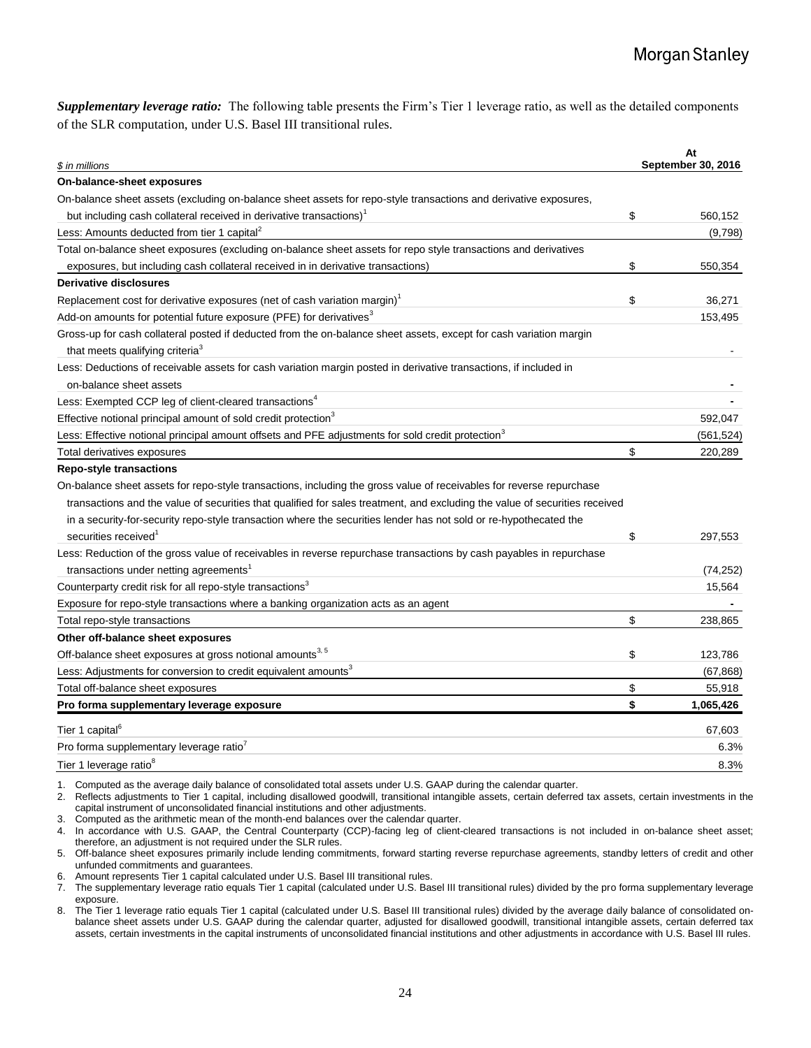***Supplementary leverage ratio:*** The following table presents the Firm's Tier 1 leverage ratio, as well as the detailed components of the SLR computation, under U.S. Basel III transitional rules.

| *$ in millions* | | At September 30, 2016 |
|---|---|---|
| **On-balance-sheet exposures** | | |
| On-balance sheet assets (excluding on-balance sheet assets for repo-style transactions and derivative exposures, but including cash collateral received in derivative transactions)[1] | $ | 560,152 |
| Less: Amounts deducted from tier 1 capital[2] | | (9,798) |
| Total on-balance sheet exposures (excluding on-balance sheet assets for repo style transactions and derivatives exposures, but including cash collateral received in in derivative transactions) | $ | 550,354 |
| **Derivative disclosures** | | |
| Replacement cost for derivative exposures (net of cash variation margin)[1] | $ | 36,271 |
| Add-on amounts for potential future exposure (PFE) for derivatives[3] | | 153,495 |
| Gross-up for cash collateral posted if deducted from the on-balance sheet assets, except for cash variation margin that meets qualifying criteria[3] | | - |
| Less: Deductions of receivable assets for cash variation margin posted in derivative transactions, if included in on-balance sheet assets | | - |
| Less: Exempted CCP leg of client-cleared transactions[4] | | - |
| Effective notional principal amount of sold credit protection[3] | | 592,047 |
| Less: Effective notional principal amount offsets and PFE adjustments for sold credit protection[3] | | (561,524) |
| Total derivatives exposures | $ | 220,289 |
| **Repo-style transactions** | | |
| On-balance sheet assets for repo-style transactions, including the gross value of receivables for reverse repurchase transactions and the value of securities that qualified for sales treatment, and excluding the value of securities received in a security-for-security repo-style transaction where the securities lender has not sold or re-hypothecated the securities received[1] | $ | 297,553 |
| Less: Reduction of the gross value of receivables in reverse repurchase transactions by cash payables in repurchase transactions under netting agreements[1] | | (74,252) |
| Counterparty credit risk for all repo-style transactions[3] | | 15,564 |
| Exposure for repo-style transactions where a banking organization acts as an agent | | - |
| Total repo-style transactions | $ | 238,865 |
| **Other off-balance sheet exposures** | | |
| Off-balance sheet exposures at gross notional amounts[3, 5] | $ | 123,786 |
| Less: Adjustments for conversion to credit equivalent amounts[3] | | (67,868) |
| Total off-balance sheet exposures | $ | 55,918 |
| **Pro forma supplementary leverage exposure** | **$** | **1,065,426** |
| Tier 1 capital[6] | | 67,603 |
| Pro forma supplementary leverage ratio[7] | | 6.3% |
| Tier 1 leverage ratio[8] | | 8.3% |

1. Computed as the average daily balance of consolidated total assets under U.S. GAAP during the calendar quarter.
2. Reflects adjustments to Tier 1 capital, including disallowed goodwill, transitional intangible assets, certain deferred tax assets, certain investments in the capital instrument of unconsolidated financial institutions and other adjustments.
3. Computed as the arithmetic mean of the month-end balances over the calendar quarter.
4. In accordance with U.S. GAAP, the Central Counterparty (CCP)-facing leg of client-cleared transactions is not included in on-balance sheet asset; therefore, an adjustment is not required under the SLR rules.
5. Off-balance sheet exposures primarily include lending commitments, forward starting reverse repurchase agreements, standby letters of credit and other unfunded commitments and guarantees.
6. Amount represents Tier 1 capital calculated under U.S. Basel III transitional rules.
7. The supplementary leverage ratio equals Tier 1 capital (calculated under U.S. Basel III transitional rules) divided by the pro forma supplementary leverage exposure.
8. The Tier 1 leverage ratio equals Tier 1 capital (calculated under U.S. Basel III transitional rules) divided by the average daily balance of consolidated on-balance sheet assets under U.S. GAAP during the calendar quarter, adjusted for disallowed goodwill, transitional intangible assets, certain deferred tax assets, certain investments in the capital instruments of unconsolidated financial institutions and other adjustments in accordance with U.S. Basel III rules.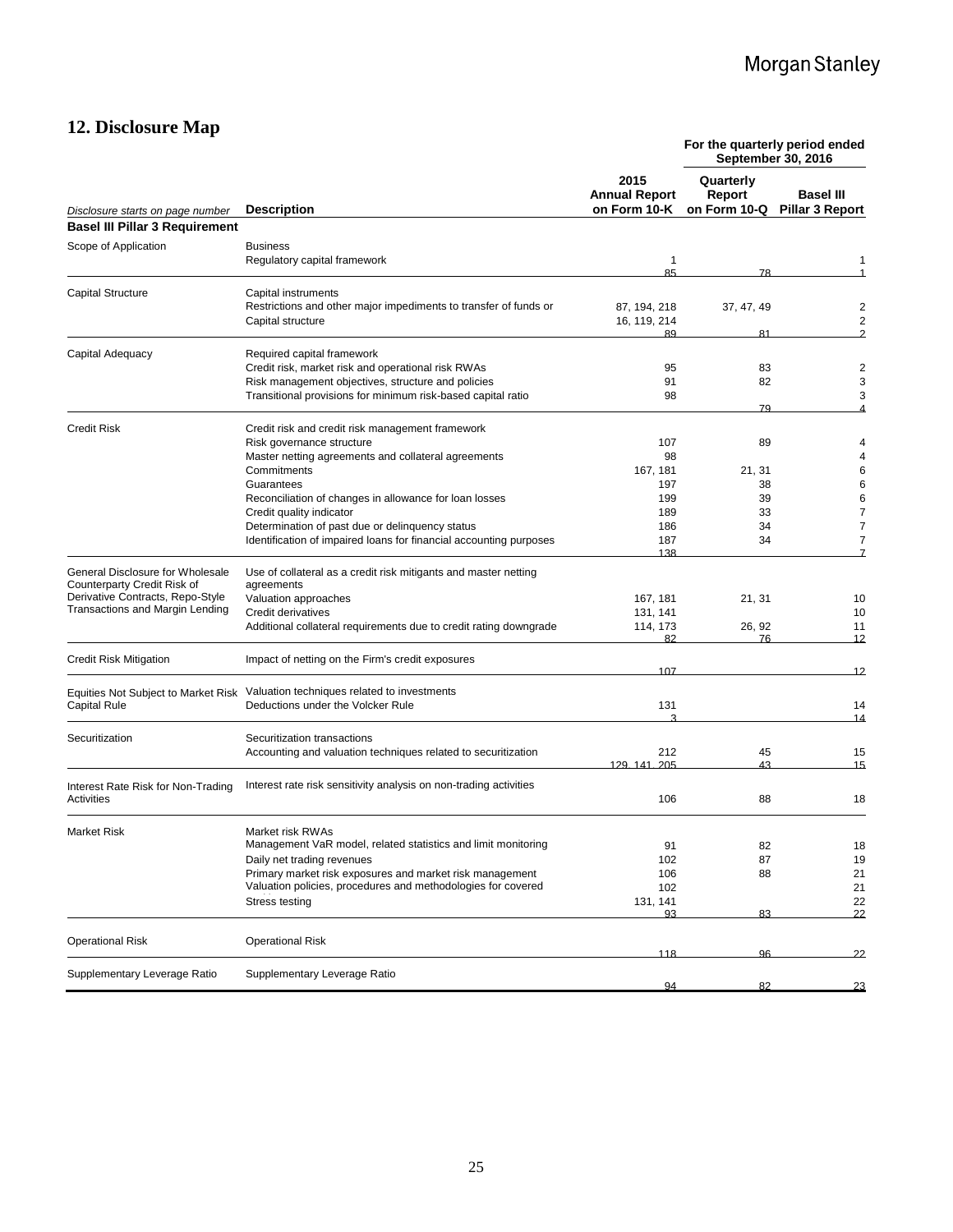# 12. Disclosure Map

| Disclosure starts on page number | Description | 2015 Annual Report on Form 10-K | For the quarterly period ended September 30, 2016 | |
|---|---|---|---|---|
| | | | Quarterly Report on Form 10-Q | Basel III Pillar 3 Report |
| **Basel III Pillar 3 Requirement** | | | | |
| Scope of Application | Business | 1 | | 1 |
| | Regulatory capital framework | 85 | 78 | 1 |
| Capital Structure | Capital instruments | 87, 194, 218 | 37, 47, 49 | 2 |
| | Restrictions and other major impediments to transfer of funds or | 16, 119, 214 | | 2 |
| | Capital structure | 89 | 81 | 2 |
| Capital Adequacy | Required capital framework | 95 | 83 | 2 |
| | Credit risk, market risk and operational risk RWAs | 91 | 82 | 3 |
| | Risk management objectives, structure and policies | 98 | | 3 |
| | Transitional provisions for minimum risk-based capital ratio | | 79 | 4 |
| Credit Risk | Credit risk and credit risk management framework | 107 | 89 | 4 |
| | Risk governance structure | 98 | | 4 |
| | Master netting agreements and collateral agreements | 167, 181 | 21, 31 | 6 |
| | Commitments | 197 | 38 | 6 |
| | Guarantees | 199 | 39 | 6 |
| | Reconciliation of changes in allowance for loan losses | 189 | 33 | 7 |
| | Credit quality indicator | 186 | 34 | 7 |
| | Determination of past due or delinquency status | 187 | 34 | 7 |
| | Identification of impaired loans for financial accounting purposes | 138 | | 7 |
| General Disclosure for Wholesale Counterparty Credit Risk of Derivative Contracts, Repo-Style Transactions and Margin Lending | Use of collateral as a credit risk mitigants and master netting agreements | 167, 181 | 21, 31 | 10 |
| | Valuation approaches | 131, 141 | | 10 |
| | Credit derivatives | 114, 173 | 26, 92 | 11 |
| | Additional collateral requirements due to credit rating downgrade | 82 | 76 | 12 |
| Credit Risk Mitigation | Impact of netting on the Firm's credit exposures | 107 | | 12 |
| Equities Not Subject to Market Risk Capital Rule | Valuation techniques related to investments | 131 | | 14 |
| | Deductions under the Volcker Rule | 3 | | 14 |
| Securitization | Securitization transactions | 212 | 45 | 15 |
| | Accounting and valuation techniques related to securitization | 129, 141, 205 | 43 | 15 |
| Interest Rate Risk for Non-Trading Activities | Interest rate risk sensitivity analysis on non-trading activities | 106 | 88 | 18 |
| Market Risk | Market risk RWAs | 91 | 82 | 18 |
| | Management VaR model, related statistics and limit monitoring | 102 | 87 | 19 |
| | Daily net trading revenues | 106 | 88 | 21 |
| | Primary market risk exposures and market risk management | 102 | | 21 |
| | Valuation policies, procedures and methodologies for covered | 131, 141 | | 22 |
| | Stress testing | 93 | 83 | 22 |
| Operational Risk | Operational Risk | 118 | 96 | 22 |
| Supplementary Leverage Ratio | Supplementary Leverage Ratio | 94 | 82 | 23 |